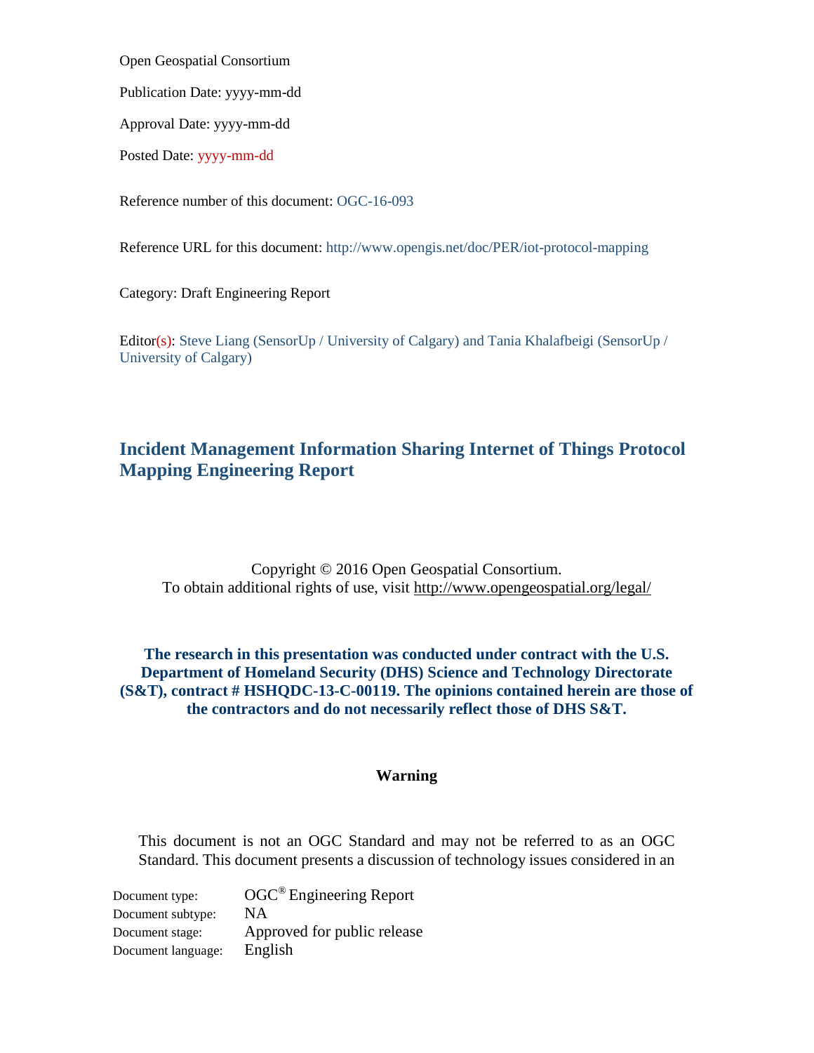Open Geospatial Consortium

Publication Date: yyyy-mm-dd

Approval Date: yyyy-mm-dd

Posted Date: yyyy-mm-dd

Reference number of this document: OGC-16-093

Reference URL for this document: http://www.opengis.net/doc/PER/iot-protocol-mapping

Category: Draft Engineering Report

Editor(s): Steve Liang (SensorUp / University of Calgary) and Tania Khalafbeigi (SensorUp / University of Calgary)

# Incident Management Information Sharing Internet of Things Protocol Mapping Engineering Report

Copyright © 2016 Open Geospatial Consortium.
To obtain additional rights of use, visit http://www.opengeospatial.org/legal/

**The research in this presentation was conducted under contract with the U.S. Department of Homeland Security (DHS) Science and Technology Directorate (S&T), contract # HSHQDC-13-C-00119. The opinions contained herein are those of the contractors and do not necessarily reflect those of DHS S&T.**

**Warning**

This document is not an OGC Standard and may not be referred to as an OGC Standard. This document presents a discussion of technology issues considered in an

| | |
|---|---|
| Document type: | OGC® Engineering Report |
| Document subtype: | NA |
| Document stage: | Approved for public release |
| Document language: | English |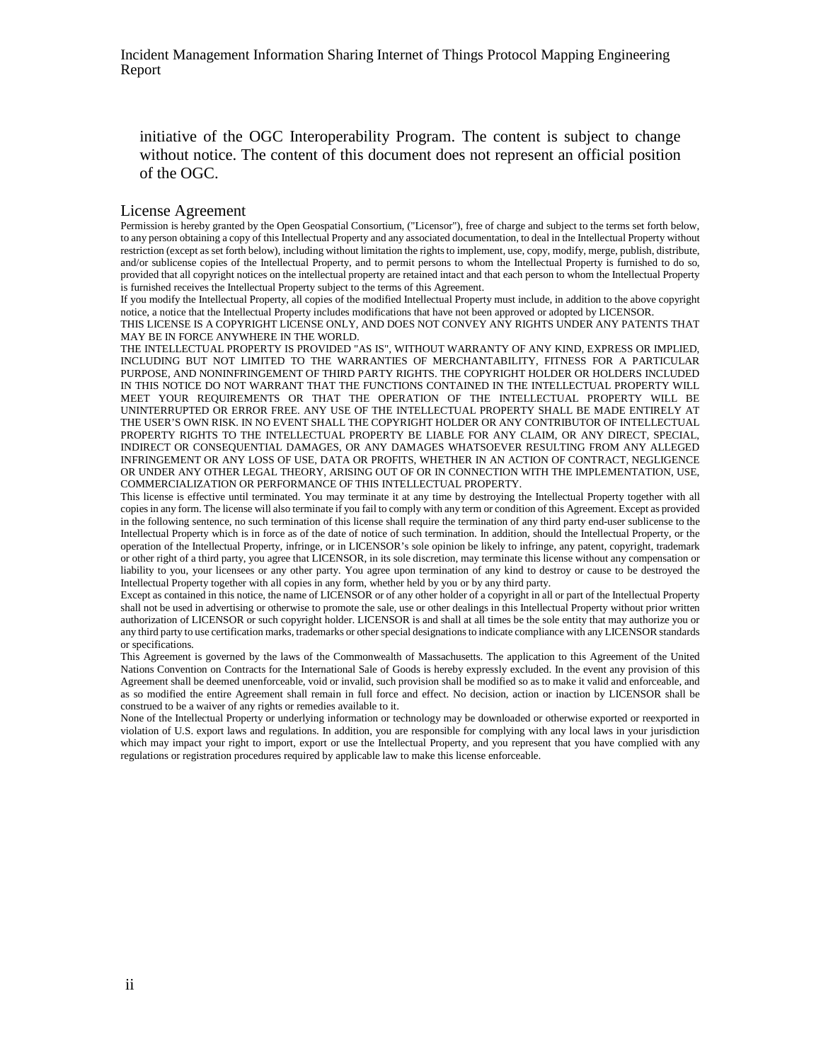initiative of the OGC Interoperability Program. The content is subject to change without notice. The content of this document does not represent an official position of the OGC.

## License Agreement

Permission is hereby granted by the Open Geospatial Consortium, ("Licensor"), free of charge and subject to the terms set forth below, to any person obtaining a copy of this Intellectual Property and any associated documentation, to deal in the Intellectual Property without restriction (except as set forth below), including without limitation the rights to implement, use, copy, modify, merge, publish, distribute, and/or sublicense copies of the Intellectual Property, and to permit persons to whom the Intellectual Property is furnished to do so, provided that all copyright notices on the intellectual property are retained intact and that each person to whom the Intellectual Property is furnished receives the Intellectual Property subject to the terms of this Agreement.

If you modify the Intellectual Property, all copies of the modified Intellectual Property must include, in addition to the above copyright notice, a notice that the Intellectual Property includes modifications that have not been approved or adopted by LICENSOR.

THIS LICENSE IS A COPYRIGHT LICENSE ONLY, AND DOES NOT CONVEY ANY RIGHTS UNDER ANY PATENTS THAT MAY BE IN FORCE ANYWHERE IN THE WORLD.

THE INTELLECTUAL PROPERTY IS PROVIDED "AS IS", WITHOUT WARRANTY OF ANY KIND, EXPRESS OR IMPLIED, INCLUDING BUT NOT LIMITED TO THE WARRANTIES OF MERCHANTABILITY, FITNESS FOR A PARTICULAR PURPOSE, AND NONINFRINGEMENT OF THIRD PARTY RIGHTS. THE COPYRIGHT HOLDER OR HOLDERS INCLUDED IN THIS NOTICE DO NOT WARRANT THAT THE FUNCTIONS CONTAINED IN THE INTELLECTUAL PROPERTY WILL MEET YOUR REQUIREMENTS OR THAT THE OPERATION OF THE INTELLECTUAL PROPERTY WILL BE UNINTERRUPTED OR ERROR FREE. ANY USE OF THE INTELLECTUAL PROPERTY SHALL BE MADE ENTIRELY AT THE USER'S OWN RISK. IN NO EVENT SHALL THE COPYRIGHT HOLDER OR ANY CONTRIBUTOR OF INTELLECTUAL PROPERTY RIGHTS TO THE INTELLECTUAL PROPERTY BE LIABLE FOR ANY CLAIM, OR ANY DIRECT, SPECIAL, INDIRECT OR CONSEQUENTIAL DAMAGES, OR ANY DAMAGES WHATSOEVER RESULTING FROM ANY ALLEGED INFRINGEMENT OR ANY LOSS OF USE, DATA OR PROFITS, WHETHER IN AN ACTION OF CONTRACT, NEGLIGENCE OR UNDER ANY OTHER LEGAL THEORY, ARISING OUT OF OR IN CONNECTION WITH THE IMPLEMENTATION, USE, COMMERCIALIZATION OR PERFORMANCE OF THIS INTELLECTUAL PROPERTY.

This license is effective until terminated. You may terminate it at any time by destroying the Intellectual Property together with all copies in any form. The license will also terminate if you fail to comply with any term or condition of this Agreement. Except as provided in the following sentence, no such termination of this license shall require the termination of any third party end-user sublicense to the Intellectual Property which is in force as of the date of notice of such termination. In addition, should the Intellectual Property, or the operation of the Intellectual Property, infringe, or in LICENSOR's sole opinion be likely to infringe, any patent, copyright, trademark or other right of a third party, you agree that LICENSOR, in its sole discretion, may terminate this license without any compensation or liability to you, your licensees or any other party. You agree upon termination of any kind to destroy or cause to be destroyed the Intellectual Property together with all copies in any form, whether held by you or by any third party.

Except as contained in this notice, the name of LICENSOR or of any other holder of a copyright in all or part of the Intellectual Property shall not be used in advertising or otherwise to promote the sale, use or other dealings in this Intellectual Property without prior written authorization of LICENSOR or such copyright holder. LICENSOR is and shall at all times be the sole entity that may authorize you or any third party to use certification marks, trademarks or other special designations to indicate compliance with any LICENSOR standards or specifications.

This Agreement is governed by the laws of the Commonwealth of Massachusetts. The application to this Agreement of the United Nations Convention on Contracts for the International Sale of Goods is hereby expressly excluded. In the event any provision of this Agreement shall be deemed unenforceable, void or invalid, such provision shall be modified so as to make it valid and enforceable, and as so modified the entire Agreement shall remain in full force and effect. No decision, action or inaction by LICENSOR shall be construed to be a waiver of any rights or remedies available to it.

None of the Intellectual Property or underlying information or technology may be downloaded or otherwise exported or reexported in violation of U.S. export laws and regulations. In addition, you are responsible for complying with any local laws in your jurisdiction which may impact your right to import, export or use the Intellectual Property, and you represent that you have complied with any regulations or registration procedures required by applicable law to make this license enforceable.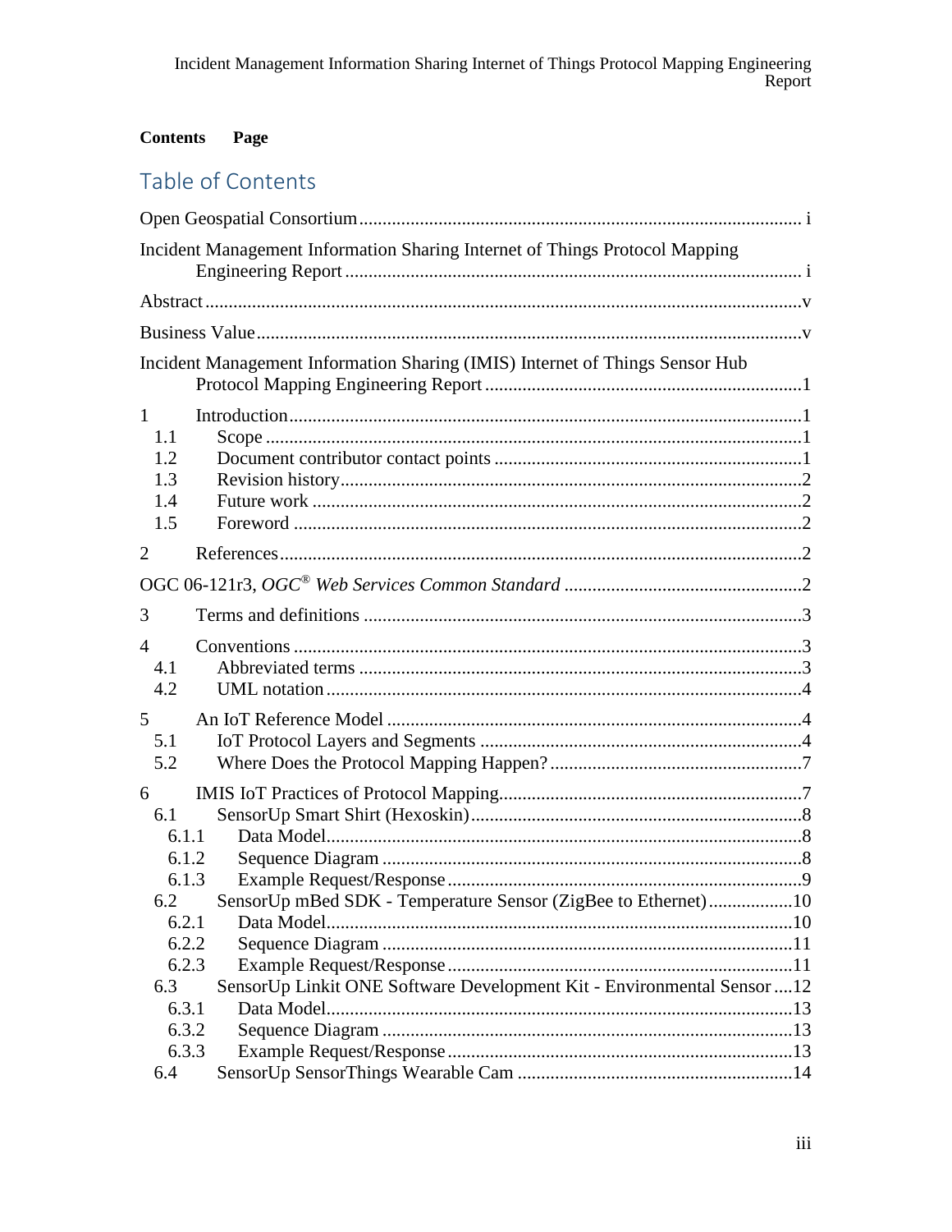**Contents Page**

# Table of Contents

Open Geospatial Consortium ............................................................................................ i

Incident Management Information Sharing Internet of Things Protocol Mapping Engineering Report ................................................................................................ i

Abstract ..............................................................................................................................v

Business Value ...................................................................................................................v

Incident Management Information Sharing (IMIS) Internet of Things Sensor Hub Protocol Mapping Engineering Report ...................................................................1

1 Introduction ............................................................................................................1
  1.1 Scope .................................................................................................................1
  1.2 Document contributor contact points .................................................................1
  1.3 Revision history..................................................................................................2
  1.4 Future work ........................................................................................................2
  1.5 Foreword ............................................................................................................2

2 References ..............................................................................................................2

OGC 06-121r3, *OGC® Web Services Common Standard* ..................................................2

3 Terms and definitions ............................................................................................3

4 Conventions ...........................................................................................................3
  4.1 Abbreviated terms .............................................................................................3
  4.2 UML notation ....................................................................................................4

5 An IoT Reference Model ........................................................................................4
  5.1 IoT Protocol Layers and Segments ....................................................................4
  5.2 Where Does the Protocol Mapping Happen? .....................................................7

6 IMIS IoT Practices of Protocol Mapping ...............................................................7
  6.1 SensorUp Smart Shirt (Hexoskin) ......................................................................8
    6.1.1 Data Model ....................................................................................................8
    6.1.2 Sequence Diagram .........................................................................................8
    6.1.3 Example Request/Response ...........................................................................9
  6.2 SensorUp mBed SDK - Temperature Sensor (ZigBee to Ethernet) .................10
    6.2.1 Data Model ..................................................................................................10
    6.2.2 Sequence Diagram .......................................................................................11
    6.2.3 Example Request/Response .........................................................................11
  6.3 SensorUp Linkit ONE Software Development Kit - Environmental Sensor ....12
    6.3.1 Data Model ..................................................................................................13
    6.3.2 Sequence Diagram .......................................................................................13
    6.3.3 Example Request/Response .........................................................................13
  6.4 SensorUp SensorThings Wearable Cam ..........................................................14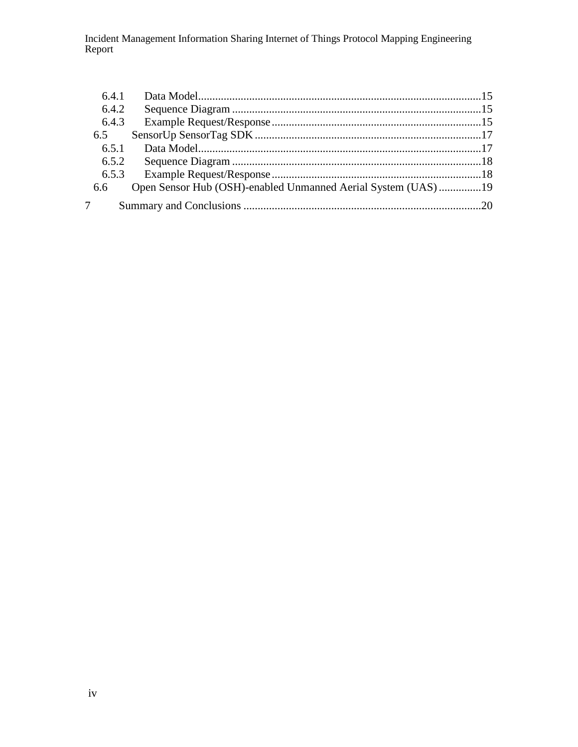6.4.1 Data Model ...................................................................................................15
6.4.2 Sequence Diagram .......................................................................................15
6.4.3 Example Request/Response .........................................................................15
6.5 SensorUp SensorTag SDK ...............................................................................17
6.5.1 Data Model ...................................................................................................17
6.5.2 Sequence Diagram .......................................................................................18
6.5.3 Example Request/Response .........................................................................18
6.6 Open Sensor Hub (OSH)-enabled Unmanned Aerial System (UAS) ...............19
7 Summary and Conclusions ...................................................................................20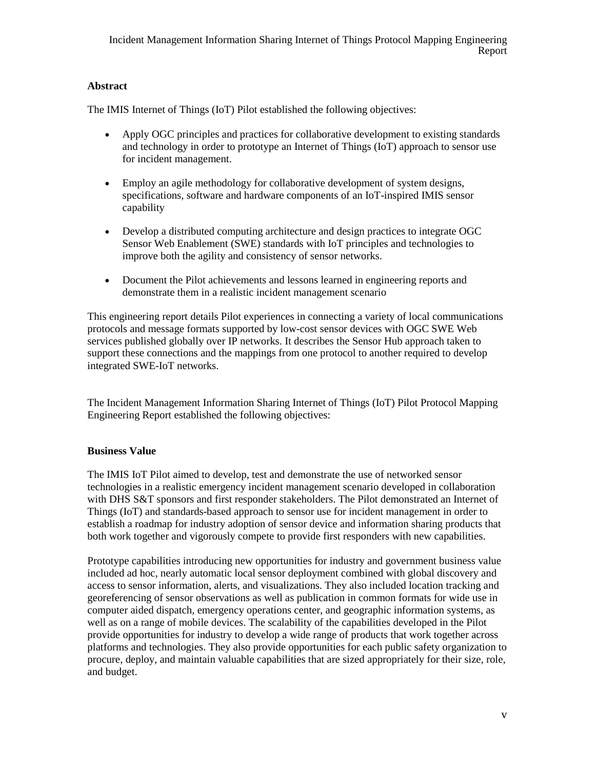## Abstract

The IMIS Internet of Things (IoT) Pilot established the following objectives:

- Apply OGC principles and practices for collaborative development to existing standards and technology in order to prototype an Internet of Things (IoT) approach to sensor use for incident management.
- Employ an agile methodology for collaborative development of system designs, specifications, software and hardware components of an IoT-inspired IMIS sensor capability
- Develop a distributed computing architecture and design practices to integrate OGC Sensor Web Enablement (SWE) standards with IoT principles and technologies to improve both the agility and consistency of sensor networks.
- Document the Pilot achievements and lessons learned in engineering reports and demonstrate them in a realistic incident management scenario

This engineering report details Pilot experiences in connecting a variety of local communications protocols and message formats supported by low-cost sensor devices with OGC SWE Web services published globally over IP networks. It describes the Sensor Hub approach taken to support these connections and the mappings from one protocol to another required to develop integrated SWE-IoT networks.

The Incident Management Information Sharing Internet of Things (IoT) Pilot Protocol Mapping Engineering Report established the following objectives:

## Business Value

The IMIS IoT Pilot aimed to develop, test and demonstrate the use of networked sensor technologies in a realistic emergency incident management scenario developed in collaboration with DHS S&T sponsors and first responder stakeholders. The Pilot demonstrated an Internet of Things (IoT) and standards-based approach to sensor use for incident management in order to establish a roadmap for industry adoption of sensor device and information sharing products that both work together and vigorously compete to provide first responders with new capabilities.

Prototype capabilities introducing new opportunities for industry and government business value included ad hoc, nearly automatic local sensor deployment combined with global discovery and access to sensor information, alerts, and visualizations. They also included location tracking and georeferencing of sensor observations as well as publication in common formats for wide use in computer aided dispatch, emergency operations center, and geographic information systems, as well as on a range of mobile devices. The scalability of the capabilities developed in the Pilot provide opportunities for industry to develop a wide range of products that work together across platforms and technologies. They also provide opportunities for each public safety organization to procure, deploy, and maintain valuable capabilities that are sized appropriately for their size, role, and budget.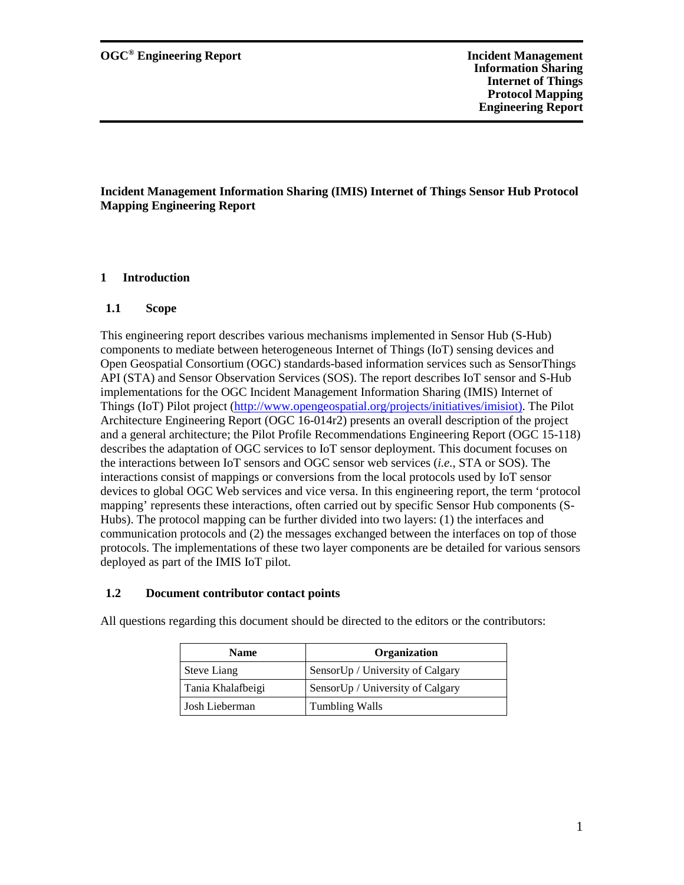**Incident Management Information Sharing (IMIS) Internet of Things Sensor Hub Protocol Mapping Engineering Report**

# 1 Introduction

## 1.1 Scope

This engineering report describes various mechanisms implemented in Sensor Hub (S-Hub) components to mediate between heterogeneous Internet of Things (IoT) sensing devices and Open Geospatial Consortium (OGC) standards-based information services such as SensorThings API (STA) and Sensor Observation Services (SOS). The report describes IoT sensor and S-Hub implementations for the OGC Incident Management Information Sharing (IMIS) Internet of Things (IoT) Pilot project (http://www.opengeospatial.org/projects/initiatives/imisiot). The Pilot Architecture Engineering Report (OGC 16-014r2) presents an overall description of the project and a general architecture; the Pilot Profile Recommendations Engineering Report (OGC 15-118) describes the adaptation of OGC services to IoT sensor deployment. This document focuses on the interactions between IoT sensors and OGC sensor web services (*i.e.*, STA or SOS). The interactions consist of mappings or conversions from the local protocols used by IoT sensor devices to global OGC Web services and vice versa. In this engineering report, the term 'protocol mapping' represents these interactions, often carried out by specific Sensor Hub components (S-Hubs). The protocol mapping can be further divided into two layers: (1) the interfaces and communication protocols and (2) the messages exchanged between the interfaces on top of those protocols. The implementations of these two layer components are be detailed for various sensors deployed as part of the IMIS IoT pilot.

## 1.2 Document contributor contact points

All questions regarding this document should be directed to the editors or the contributors:

| Name | Organization |
| --- | --- |
| Steve Liang | SensorUp / University of Calgary |
| Tania Khalafbeigi | SensorUp / University of Calgary |
| Josh Lieberman | Tumbling Walls |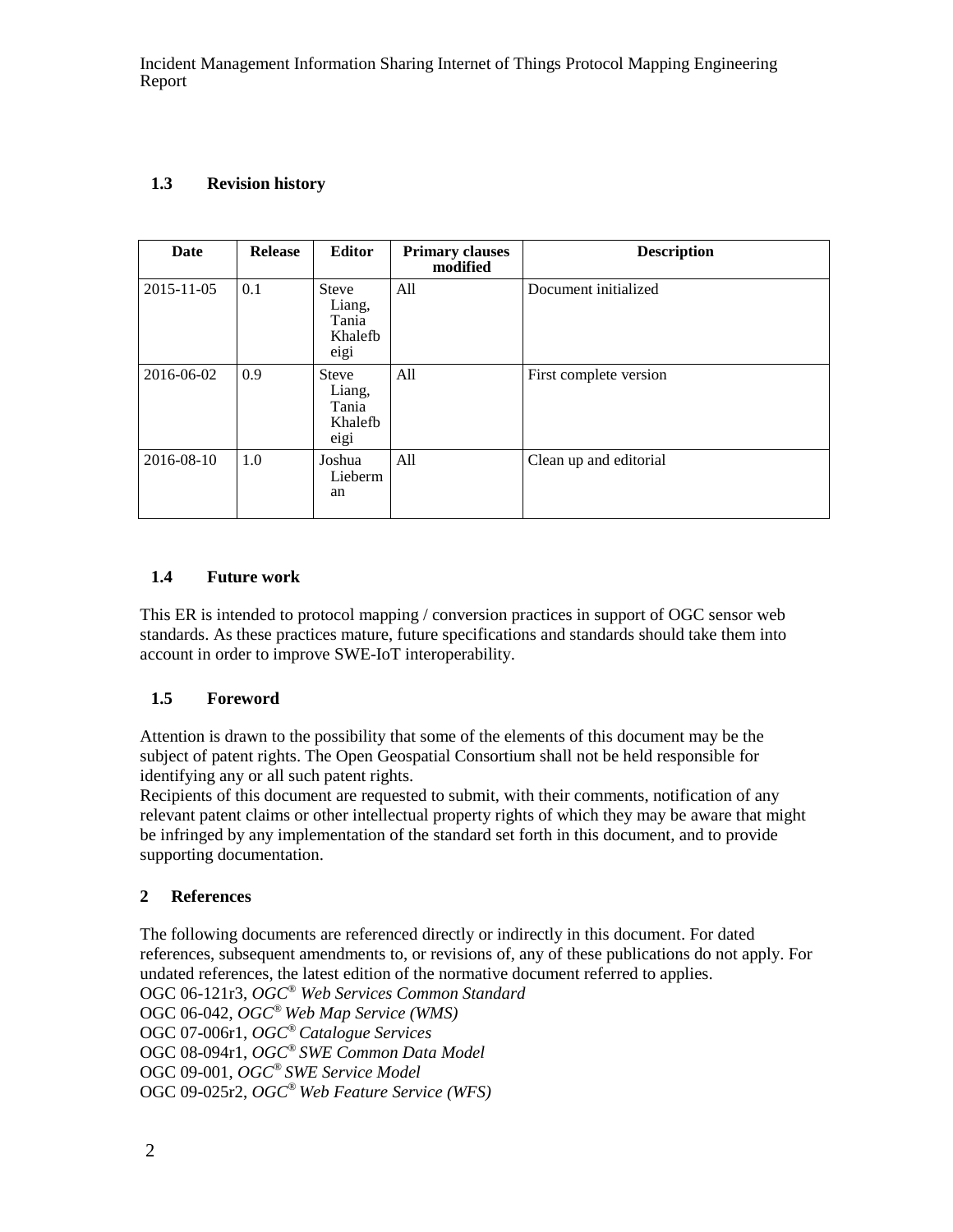### 1.3 Revision history

| Date | Release | Editor | Primary clauses modified | Description |
|---|---|---|---|---|
| 2015-11-05 | 0.1 | Steve Liang, Tania Khalefbeigi | All | Document initialized |
| 2016-06-02 | 0.9 | Steve Liang, Tania Khalefbeigi | All | First complete version |
| 2016-08-10 | 1.0 | Joshua Lieberman | All | Clean up and editorial |

### 1.4 Future work

This ER is intended to protocol mapping / conversion practices in support of OGC sensor web standards. As these practices mature, future specifications and standards should take them into account in order to improve SWE-IoT interoperability.

### 1.5 Foreword

Attention is drawn to the possibility that some of the elements of this document may be the subject of patent rights. The Open Geospatial Consortium shall not be held responsible for identifying any or all such patent rights.

Recipients of this document are requested to submit, with their comments, notification of any relevant patent claims or other intellectual property rights of which they may be aware that might be infringed by any implementation of the standard set forth in this document, and to provide supporting documentation.

## 2 References

The following documents are referenced directly or indirectly in this document. For dated references, subsequent amendments to, or revisions of, any of these publications do not apply. For undated references, the latest edition of the normative document referred to applies.

OGC 06-121r3, *OGC® Web Services Common Standard*

OGC 06-042, *OGC® Web Map Service (WMS)*

OGC 07-006r1, *OGC® Catalogue Services*

OGC 08-094r1, *OGC® SWE Common Data Model*

OGC 09-001, *OGC® SWE Service Model*

OGC 09-025r2, *OGC® Web Feature Service (WFS)*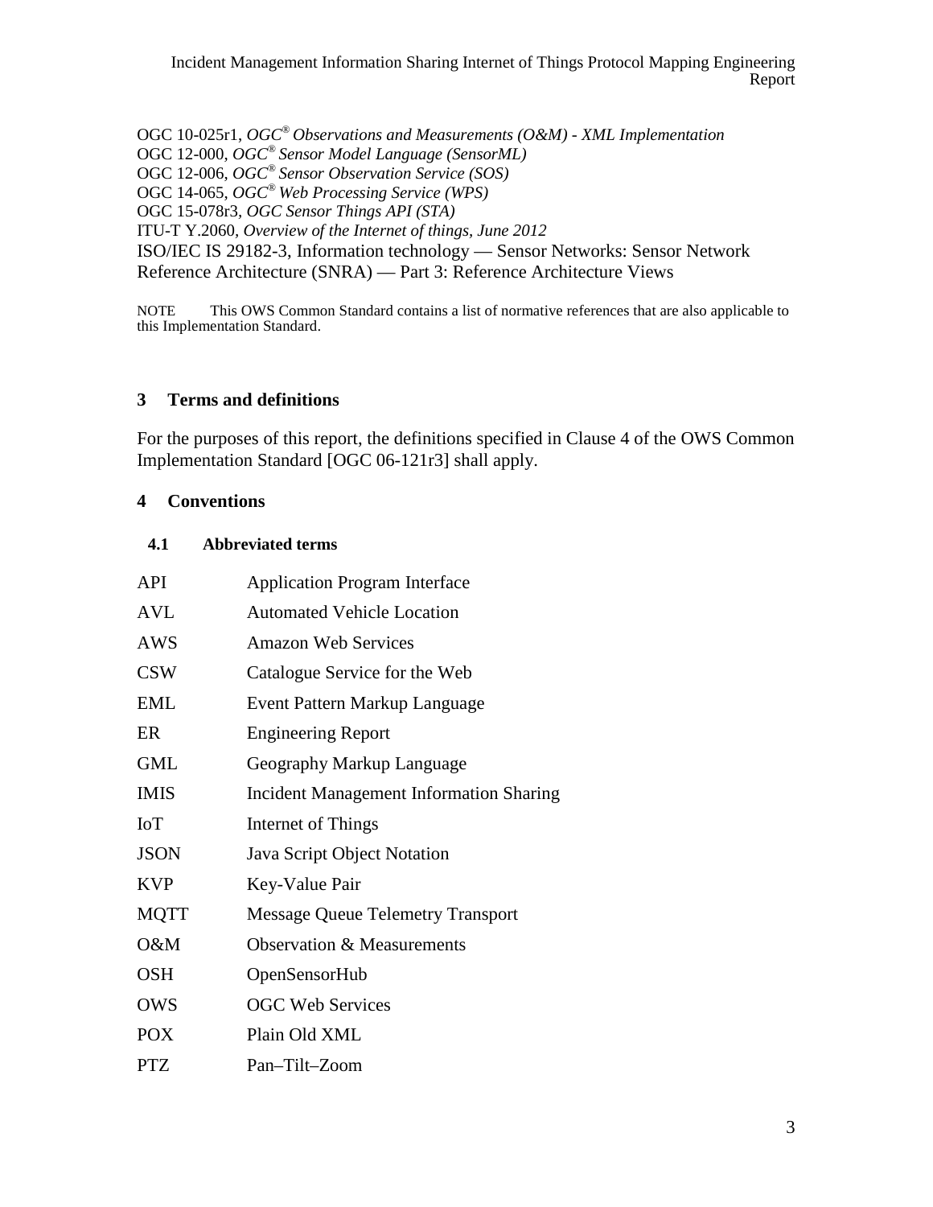OGC 10-025r1, *OGC® Observations and Measurements (O&M) - XML Implementation*
OGC 12-000, *OGC® Sensor Model Language (SensorML)*
OGC 12-006, *OGC® Sensor Observation Service (SOS)*
OGC 14-065, *OGC® Web Processing Service (WPS)*
OGC 15-078r3, *OGC Sensor Things API (STA)*
ITU-T Y.2060, *Overview of the Internet of things, June 2012*
ISO/IEC IS 29182-3, Information technology — Sensor Networks: Sensor Network Reference Architecture (SNRA) — Part 3: Reference Architecture Views

NOTE This OWS Common Standard contains a list of normative references that are also applicable to this Implementation Standard.

## 3 Terms and definitions

For the purposes of this report, the definitions specified in Clause 4 of the OWS Common Implementation Standard [OGC 06-121r3] shall apply.

## 4 Conventions

### 4.1 Abbreviated terms

| | |
|---|---|
| API | Application Program Interface |
| AVL | Automated Vehicle Location |
| AWS | Amazon Web Services |
| CSW | Catalogue Service for the Web |
| EML | Event Pattern Markup Language |
| ER | Engineering Report |
| GML | Geography Markup Language |
| IMIS | Incident Management Information Sharing |
| IoT | Internet of Things |
| JSON | Java Script Object Notation |
| KVP | Key-Value Pair |
| MQTT | Message Queue Telemetry Transport |
| O&M | Observation & Measurements |
| OSH | OpenSensorHub |
| OWS | OGC Web Services |
| POX | Plain Old XML |
| PTZ | Pan–Tilt–Zoom |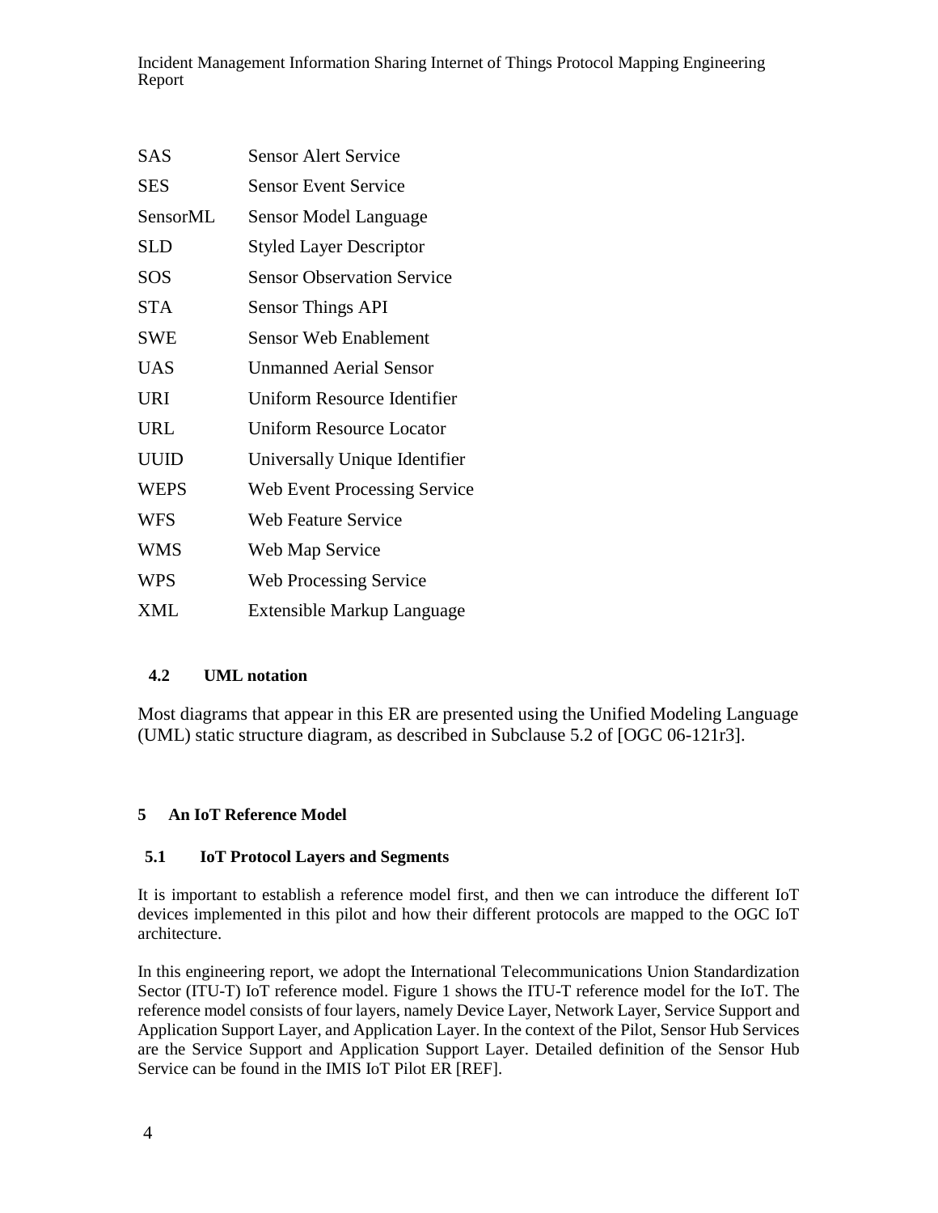| | |
|---|---|
| SAS | Sensor Alert Service |
| SES | Sensor Event Service |
| SensorML | Sensor Model Language |
| SLD | Styled Layer Descriptor |
| SOS | Sensor Observation Service |
| STA | Sensor Things API |
| SWE | Sensor Web Enablement |
| UAS | Unmanned Aerial Sensor |
| URI | Uniform Resource Identifier |
| URL | Uniform Resource Locator |
| UUID | Universally Unique Identifier |
| WEPS | Web Event Processing Service |
| WFS | Web Feature Service |
| WMS | Web Map Service |
| WPS | Web Processing Service |
| XML | Extensible Markup Language |

### 4.2 UML notation

Most diagrams that appear in this ER are presented using the Unified Modeling Language (UML) static structure diagram, as described in Subclause 5.2 of [OGC 06-121r3].

## 5 An IoT Reference Model

### 5.1 IoT Protocol Layers and Segments

It is important to establish a reference model first, and then we can introduce the different IoT devices implemented in this pilot and how their different protocols are mapped to the OGC IoT architecture.

In this engineering report, we adopt the International Telecommunications Union Standardization Sector (ITU-T) IoT reference model. Figure 1 shows the ITU-T reference model for the IoT. The reference model consists of four layers, namely Device Layer, Network Layer, Service Support and Application Support Layer, and Application Layer. In the context of the Pilot, Sensor Hub Services are the Service Support and Application Support Layer. Detailed definition of the Sensor Hub Service can be found in the IMIS IoT Pilot ER [REF].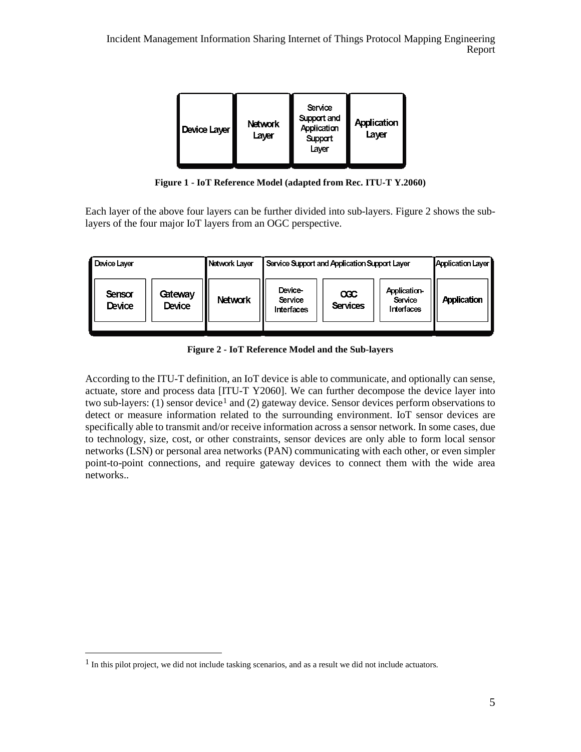Figure 1 - IoT Reference Model (adapted from Rec. ITU-T Y.2060)

Each layer of the above four layers can be further divided into sub-layers. Figure 2 shows the sub-layers of the four major IoT layers from an OGC perspective.

Figure 2 - IoT Reference Model and the Sub-layers

According to the ITU-T definition, an IoT device is able to communicate, and optionally can sense, actuate, store and process data [ITU-T Y2060]. We can further decompose the device layer into two sub-layers: (1) sensor device[1] and (2) gateway device. Sensor devices perform observations to detect or measure information related to the surrounding environment. IoT sensor devices are specifically able to transmit and/or receive information across a sensor network. In some cases, due to technology, size, cost, or other constraints, sensor devices are only able to form local sensor networks (LSN) or personal area networks (PAN) communicating with each other, or even simpler point-to-point connections, and require gateway devices to connect them with the wide area networks..

[1] In this pilot project, we did not include tasking scenarios, and as a result we did not include actuators.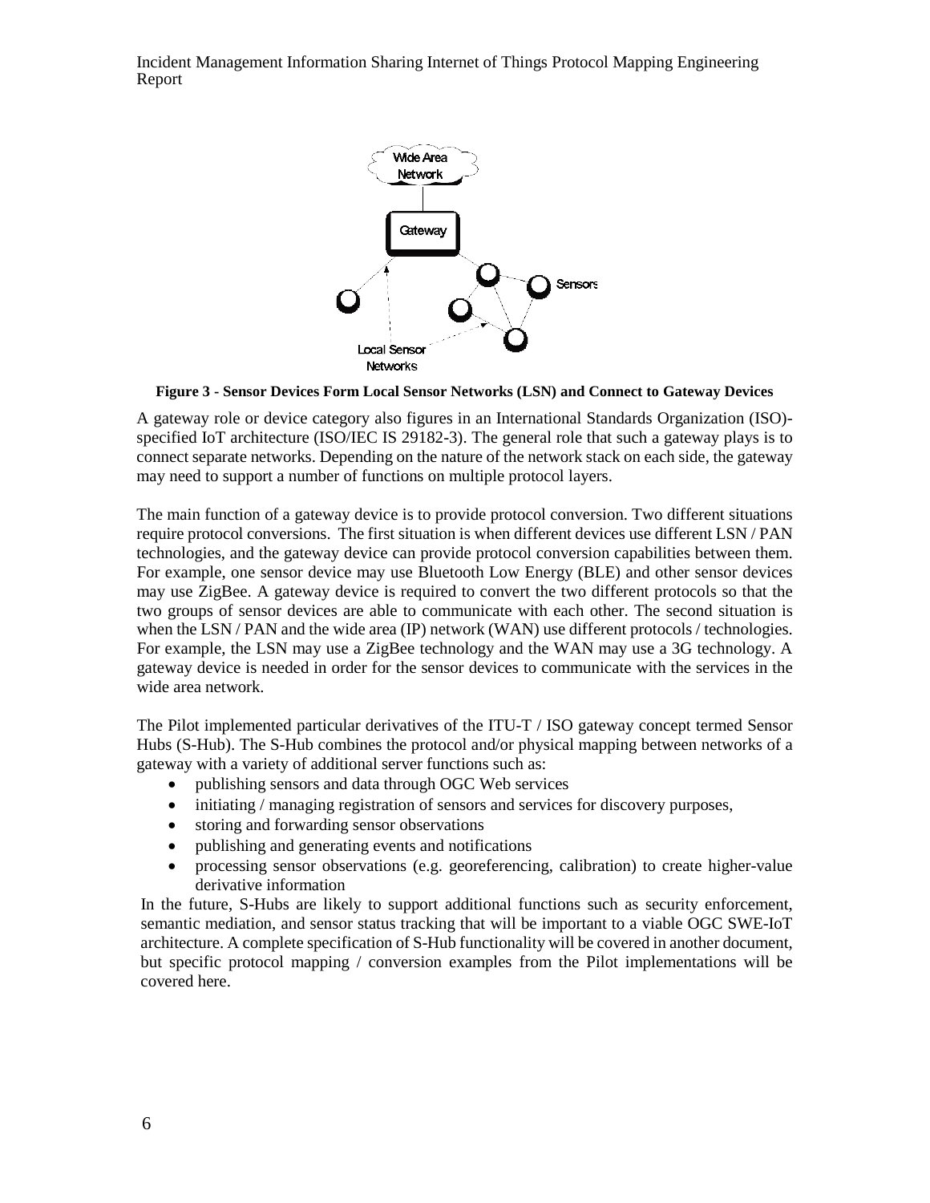**Figure 3 - Sensor Devices Form Local Sensor Networks (LSN) and Connect to Gateway Devices**

A gateway role or device category also figures in an International Standards Organization (ISO)-specified IoT architecture (ISO/IEC IS 29182-3). The general role that such a gateway plays is to connect separate networks. Depending on the nature of the network stack on each side, the gateway may need to support a number of functions on multiple protocol layers.

The main function of a gateway device is to provide protocol conversion. Two different situations require protocol conversions. The first situation is when different devices use different LSN / PAN technologies, and the gateway device can provide protocol conversion capabilities between them. For example, one sensor device may use Bluetooth Low Energy (BLE) and other sensor devices may use ZigBee. A gateway device is required to convert the two different protocols so that the two groups of sensor devices are able to communicate with each other. The second situation is when the LSN / PAN and the wide area (IP) network (WAN) use different protocols / technologies. For example, the LSN may use a ZigBee technology and the WAN may use a 3G technology. A gateway device is needed in order for the sensor devices to communicate with the services in the wide area network.

The Pilot implemented particular derivatives of the ITU-T / ISO gateway concept termed Sensor Hubs (S-Hub). The S-Hub combines the protocol and/or physical mapping between networks of a gateway with a variety of additional server functions such as:

- publishing sensors and data through OGC Web services
- initiating / managing registration of sensors and services for discovery purposes,
- storing and forwarding sensor observations
- publishing and generating events and notifications
- processing sensor observations (e.g. georeferencing, calibration) to create higher-value derivative information

In the future, S-Hubs are likely to support additional functions such as security enforcement, semantic mediation, and sensor status tracking that will be important to a viable OGC SWE-IoT architecture. A complete specification of S-Hub functionality will be covered in another document, but specific protocol mapping / conversion examples from the Pilot implementations will be covered here.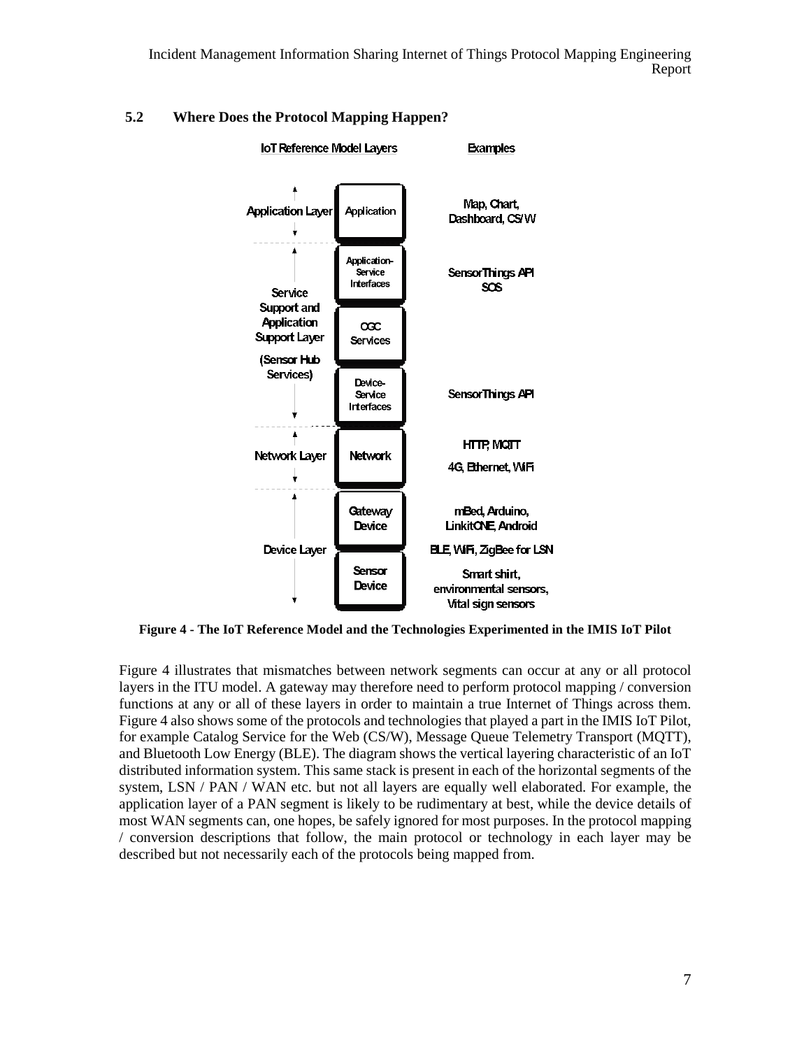## 5.2 Where Does the Protocol Mapping Happen?

| IoT Reference Model Layers | | Examples |
| --- | --- | --- |
| Application Layer | Application | Map, Chart, Dashboard, CS/W |
| Service Support and Application Support Layer (Sensor Hub Services) | Application-Service Interfaces | SensorThings API SOS |
| | OGC Services | |
| | Device-Service Interfaces | SensorThings API |
| Network Layer | Network | HTTP, MQTT<br>4G, Ethernet, WiFi |
| Device Layer | Gateway Device | mBed, Arduino, LinkitONE, Android |
| | | BLE, WiFi, ZigBee for LSN |
| | Sensor Device | Smart shirt, environmental sensors, Vital sign sensors |

**Figure 4 - The IoT Reference Model and the Technologies Experimented in the IMIS IoT Pilot**

Figure 4 illustrates that mismatches between network segments can occur at any or all protocol layers in the ITU model. A gateway may therefore need to perform protocol mapping / conversion functions at any or all of these layers in order to maintain a true Internet of Things across them. Figure 4 also shows some of the protocols and technologies that played a part in the IMIS IoT Pilot, for example Catalog Service for the Web (CS/W), Message Queue Telemetry Transport (MQTT), and Bluetooth Low Energy (BLE). The diagram shows the vertical layering characteristic of an IoT distributed information system. This same stack is present in each of the horizontal segments of the system, LSN / PAN / WAN etc. but not all layers are equally well elaborated. For example, the application layer of a PAN segment is likely to be rudimentary at best, while the device details of most WAN segments can, one hopes, be safely ignored for most purposes. In the protocol mapping / conversion descriptions that follow, the main protocol or technology in each layer may be described but not necessarily each of the protocols being mapped from.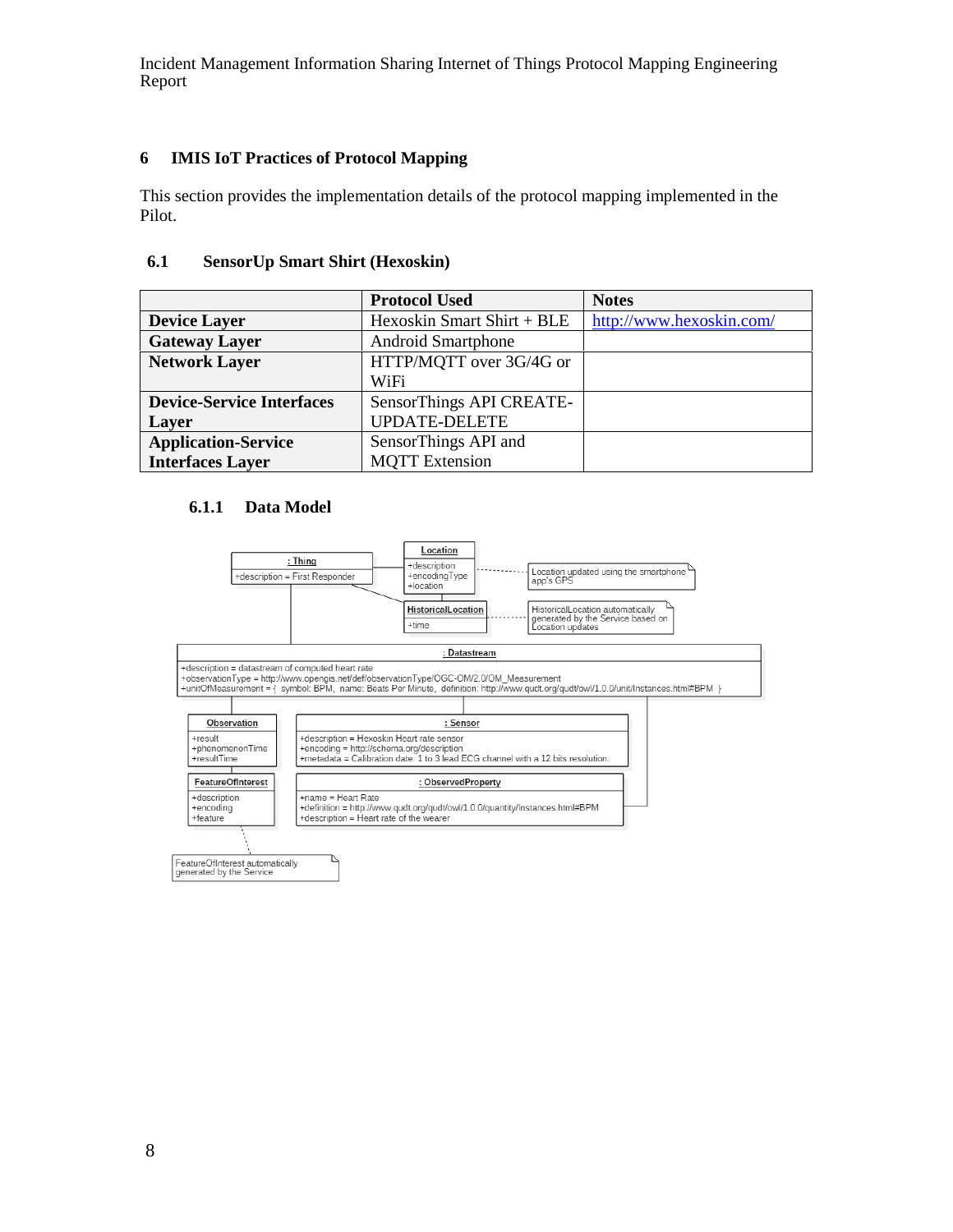## 6 IMIS IoT Practices of Protocol Mapping

This section provides the implementation details of the protocol mapping implemented in the Pilot.

### 6.1 SensorUp Smart Shirt (Hexoskin)

| | Protocol Used | Notes |
|---|---|---|
| **Device Layer** | Hexoskin Smart Shirt + BLE | http://www.hexoskin.com/ |
| **Gateway Layer** | Android Smartphone | |
| **Network Layer** | HTTP/MQTT over 3G/4G or WiFi | |
| **Device-Service Interfaces Layer** | SensorThings API CREATE-UPDATE-DELETE | |
| **Application-Service Interfaces Layer** | SensorThings API and MQTT Extension | |

#### 6.1.1 Data Model

**: Thing**
+description = First Responder

**Location**
+description
+encodingType
+location

Location updated using the smartphone app's GPS

**HistoricalLocation**
+time

HistoricalLocation automatically generated by the Service based on Location updates

**: Datastream**
+description = datastream of computed heart rate
+observationType = http://www.opengis.net/def/observationType/OGC-OM/2.0/OM_Measurement
+unitOfMeasurement = { symbol: BPM, name: Beats Per Minute, definition: http://www.qudt.org/qudt/owl/1.0.0/unit/Instances.html#BPM }

**Observation**
+result
+phenomenonTime
+resultTime

**: Sensor**
+description = Hexoskin Heart rate sensor
+encoding = http://schema.org/description
+metadata = Calibration date: 1 to 3 lead ECG channel with a 12 bits resolution.

**FeatureOfInterest**
+description
+encoding
+feature

**: ObservedProperty**
+name = Heart Rate
+definition = http://www.qudt.org/qudt/owl/1.0.0/quantity/Instances.html#BPM
+description = Heart rate of the wearer

FeatureOfInterest automatically generated by the Service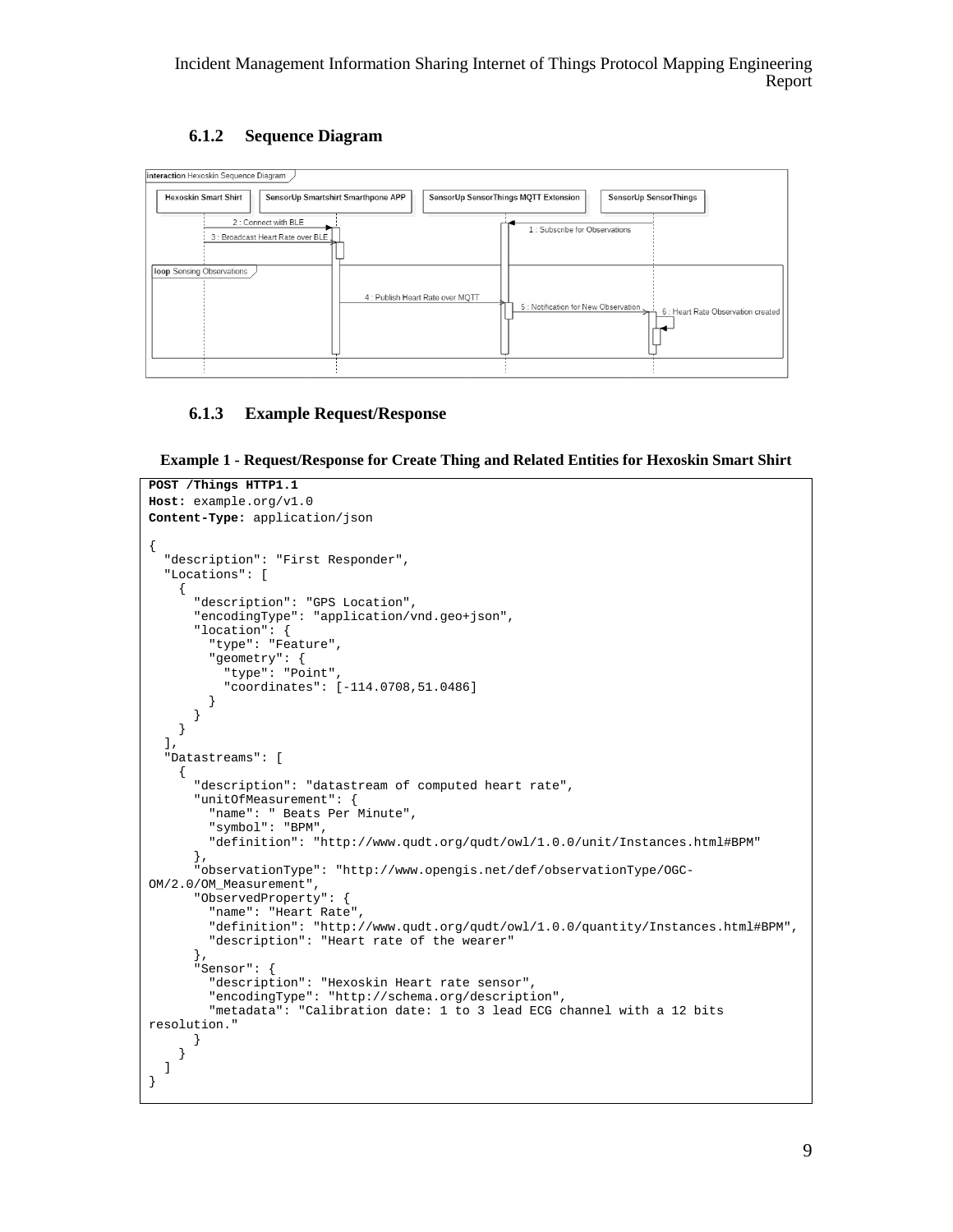### 6.1.2 Sequence Diagram

### 6.1.3 Example Request/Response

**Example 1 - Request/Response for Create Thing and Related Entities for Hexoskin Smart Shirt**

```
POST /Things HTTP1.1
Host: example.org/v1.0
Content-Type: application/json

{
  "description": "First Responder",
  "Locations": [
    {
      "description": "GPS Location",
      "encodingType": "application/vnd.geo+json",
      "location": {
        "type": "Feature",
        "geometry": {
          "type": "Point",
          "coordinates": [-114.0708,51.0486]
        }
      }
    }
  ],
  "Datastreams": [
    {
      "description": "datastream of computed heart rate",
      "unitOfMeasurement": {
        "name": " Beats Per Minute",
        "symbol": "BPM",
        "definition": "http://www.qudt.org/qudt/owl/1.0.0/unit/Instances.html#BPM"
      },
      "observationType": "http://www.opengis.net/def/observationType/OGC-
OM/2.0/OM_Measurement",
      "ObservedProperty": {
        "name": "Heart Rate",
        "definition": "http://www.qudt.org/qudt/owl/1.0.0/quantity/Instances.html#BPM",
        "description": "Heart rate of the wearer"
      },
      "Sensor": {
        "description": "Hexoskin Heart rate sensor",
        "encodingType": "http://schema.org/description",
        "metadata": "Calibration date: 1 to 3 lead ECG channel with a 12 bits
resolution."
      }
    }
  ]
}
```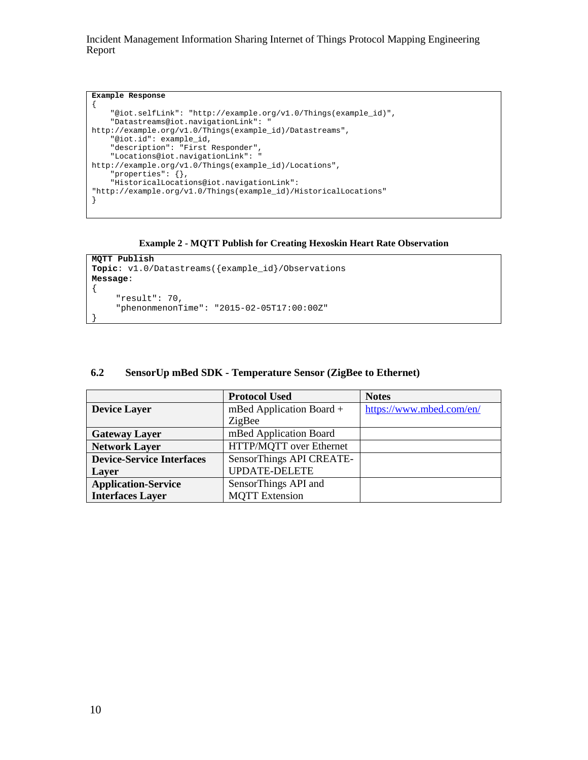```
Example Response
{
    "@iot.selfLink": "http://example.org/v1.0/Things(example_id)",
    "Datastreams@iot.navigationLink": "
http://example.org/v1.0/Things(example_id)/Datastreams",
    "@iot.id": example_id,
    "description": "First Responder",
    "Locations@iot.navigationLink": "
http://example.org/v1.0/Things(example_id)/Locations",
    "properties": {},
    "HistoricalLocations@iot.navigationLink":
"http://example.org/v1.0/Things(example_id)/HistoricalLocations"
}
```

**Example 2 - MQTT Publish for Creating Hexoskin Heart Rate Observation**

```
MQTT Publish
Topic: v1.0/Datastreams({example_id}/Observations
Message:
{
     "result": 70,
     "phenonmenonTime": "2015-02-05T17:00:00Z"
}
```

### 6.2 SensorUp mBed SDK - Temperature Sensor (ZigBee to Ethernet)

| | Protocol Used | Notes |
|---|---|---|
| **Device Layer** | mBed Application Board + ZigBee | https://www.mbed.com/en/ |
| **Gateway Layer** | mBed Application Board | |
| **Network Layer** | HTTP/MQTT over Ethernet | |
| **Device-Service Interfaces Layer** | SensorThings API CREATE-UPDATE-DELETE | |
| **Application-Service Interfaces Layer** | SensorThings API and MQTT Extension | |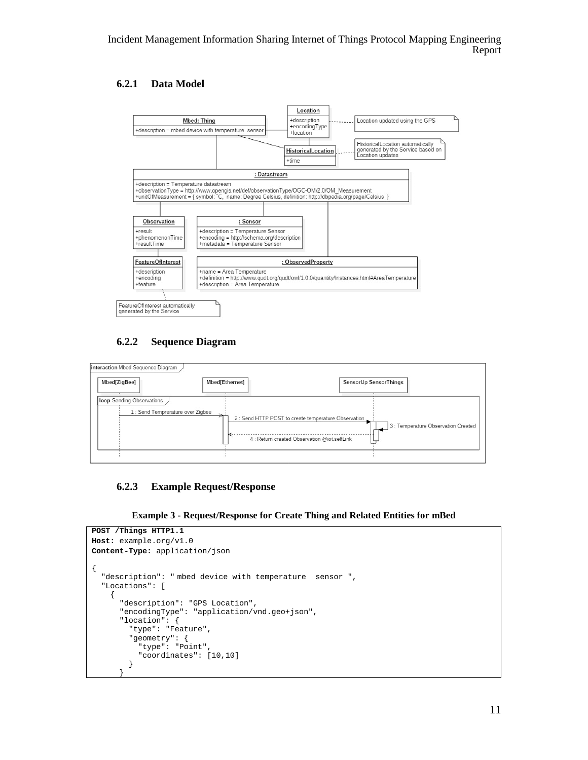### 6.2.1 Data Model

### 6.2.2 Sequence Diagram

### 6.2.3 Example Request/Response

**Example 3 - Request/Response for Create Thing and Related Entities for mBed**

```
POST /Things HTTP1.1
Host: example.org/v1.0
Content-Type: application/json

{
  "description": " mbed device with temperature  sensor ",
  "Locations": [
    {
      "description": "GPS Location",
      "encodingType": "application/vnd.geo+json",
      "location": {
        "type": "Feature",
        "geometry": {
          "type": "Point",
          "coordinates": [10,10]
        }
      }
```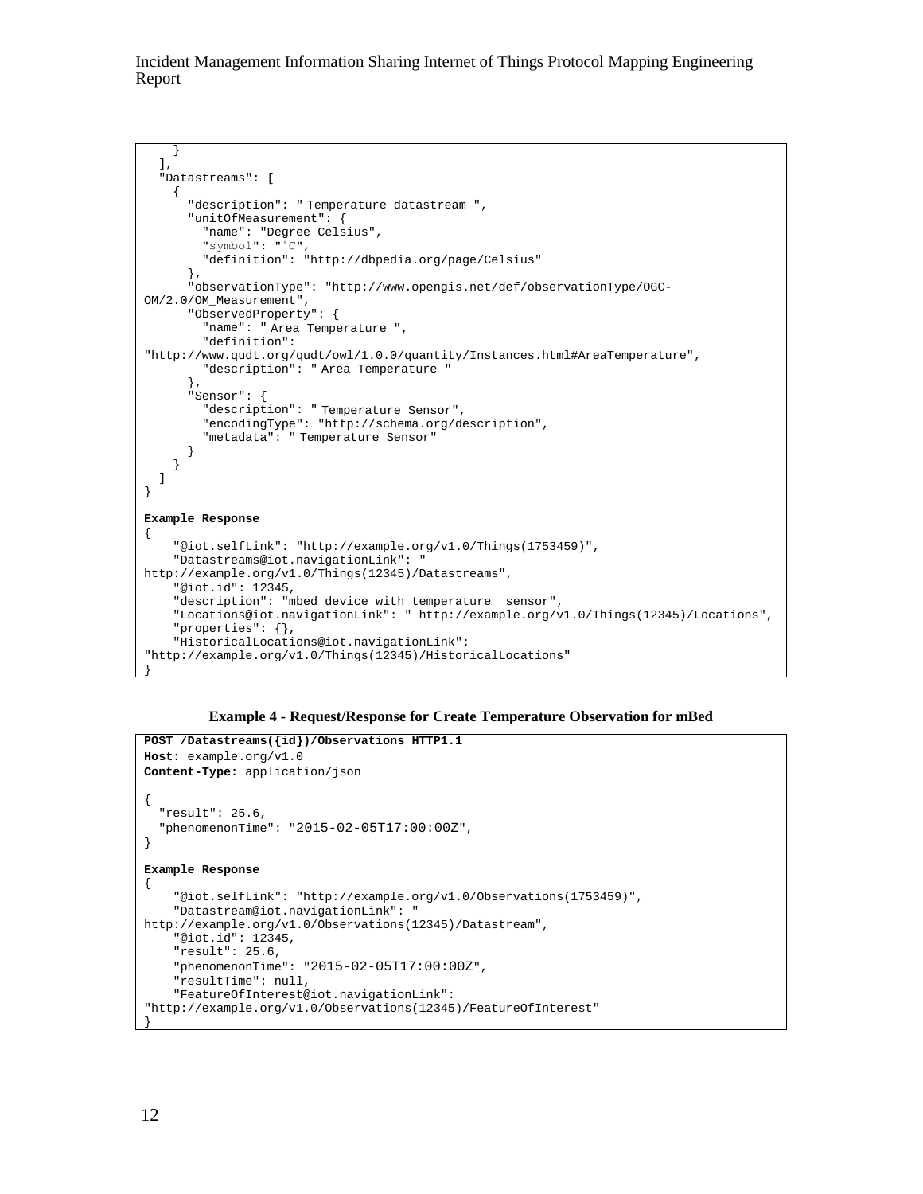```
    }
  ],
  "Datastreams": [
    {
      "description": " Temperature datastream ",
      "unitOfMeasurement": {
        "name": "Degree Celsius",
        "symbol": "˚C",
        "definition": "http://dbpedia.org/page/Celsius"
      },
      "observationType": "http://www.opengis.net/def/observationType/OGC-
OM/2.0/OM_Measurement",
      "ObservedProperty": {
        "name": " Area Temperature ",
        "definition":
"http://www.qudt.org/qudt/owl/1.0.0/quantity/Instances.html#AreaTemperature",
        "description": " Area Temperature "
      },
      "Sensor": {
        "description": " Temperature Sensor",
        "encodingType": "http://schema.org/description",
        "metadata": " Temperature Sensor"
      }
    }
  ]
}

Example Response
{
    "@iot.selfLink": "http://example.org/v1.0/Things(1753459)",
    "Datastreams@iot.navigationLink": "
http://example.org/v1.0/Things(12345)/Datastreams",
    "@iot.id": 12345,
    "description": "mbed device with temperature  sensor",
    "Locations@iot.navigationLink": " http://example.org/v1.0/Things(12345)/Locations",
    "properties": {},
    "HistoricalLocations@iot.navigationLink":
"http://example.org/v1.0/Things(12345)/HistoricalLocations"
}
```

**Example 4 - Request/Response for Create Temperature Observation for mBed**

```
POST /Datastreams({id})/Observations HTTP1.1
Host: example.org/v1.0
Content-Type: application/json

{
  "result": 25.6,
  "phenomenonTime": "2015-02-05T17:00:00Z",
}

Example Response
{
    "@iot.selfLink": "http://example.org/v1.0/Observations(1753459)",
    "Datastream@iot.navigationLink": "
http://example.org/v1.0/Observations(12345)/Datastream",
    "@iot.id": 12345,
    "result": 25.6,
    "phenomenonTime": "2015-02-05T17:00:00Z",
    "resultTime": null,
    "FeatureOfInterest@iot.navigationLink":
"http://example.org/v1.0/Observations(12345)/FeatureOfInterest"
}
```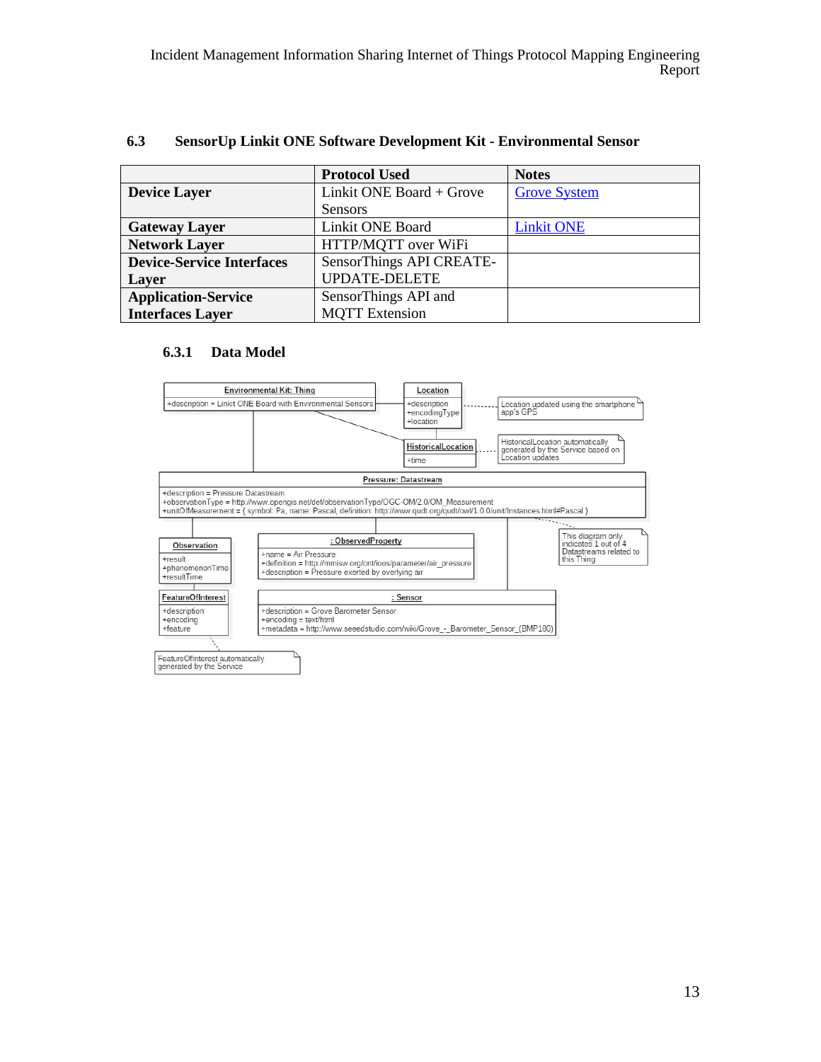### 6.3 SensorUp Linkit ONE Software Development Kit - Environmental Sensor

| | Protocol Used | Notes |
|---|---|---|
| **Device Layer** | Linkit ONE Board + Grove Sensors | Grove System |
| **Gateway Layer** | Linkit ONE Board | Linkit ONE |
| **Network Layer** | HTTP/MQTT over WiFi | |
| **Device-Service Interfaces Layer** | SensorThings API CREATE-UPDATE-DELETE | |
| **Application-Service Interfaces Layer** | SensorThings API and MQTT Extension | |

#### 6.3.1 Data Model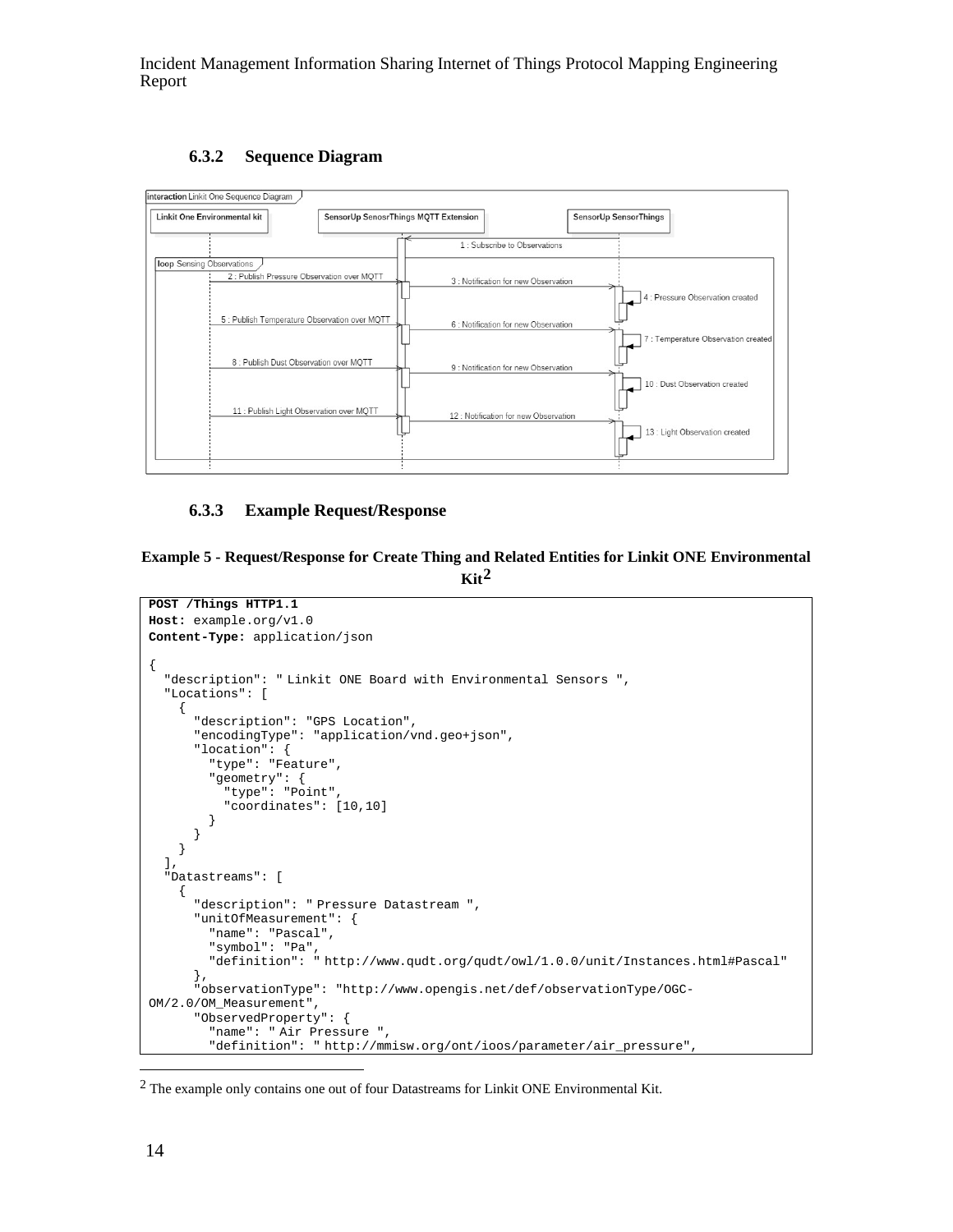### 6.3.2 Sequence Diagram

interaction Linkit One Sequence Diagram

Linkit One Environmental kit | SensorUp SenosrThings MQTT Extension | SensorUp SensorThings

1 : Subscribe to Observations

loop Sensing Observations

2 : Publish Pressure Observation over MQTT
3 : Notification for new Observation
4 : Pressure Observation created
5 : Publish Temperature Observation over MQTT
6 : Notification for new Observation
7 : Temperature Observation created
8 : Publish Dust Observation over MQTT
9 : Notification for new Observation
10 : Dust Observation created
11 : Publish Light Observation over MQTT
12 : Notification for new Observation
13 : Light Observation created

### 6.3.3 Example Request/Response

**Example 5 - Request/Response for Create Thing and Related Entities for Linkit ONE Environmental Kit[2]**

```
POST /Things HTTP1.1
Host: example.org/v1.0
Content-Type: application/json

{
  "description": " Linkit ONE Board with Environmental Sensors ",
  "Locations": [
    {
      "description": "GPS Location",
      "encodingType": "application/vnd.geo+json",
      "location": {
        "type": "Feature",
        "geometry": {
          "type": "Point",
          "coordinates": [10,10]
        }
      }
    }
  ],
  "Datastreams": [
    {
      "description": " Pressure Datastream ",
      "unitOfMeasurement": {
        "name": "Pascal",
        "symbol": "Pa",
        "definition": " http://www.qudt.org/qudt/owl/1.0.0/unit/Instances.html#Pascal"
      },
      "observationType": "http://www.opengis.net/def/observationType/OGC-
OM/2.0/OM_Measurement",
      "ObservedProperty": {
        "name": " Air Pressure ",
        "definition": " http://mmisw.org/ont/ioos/parameter/air_pressure",
```

[2] The example only contains one out of four Datastreams for Linkit ONE Environmental Kit.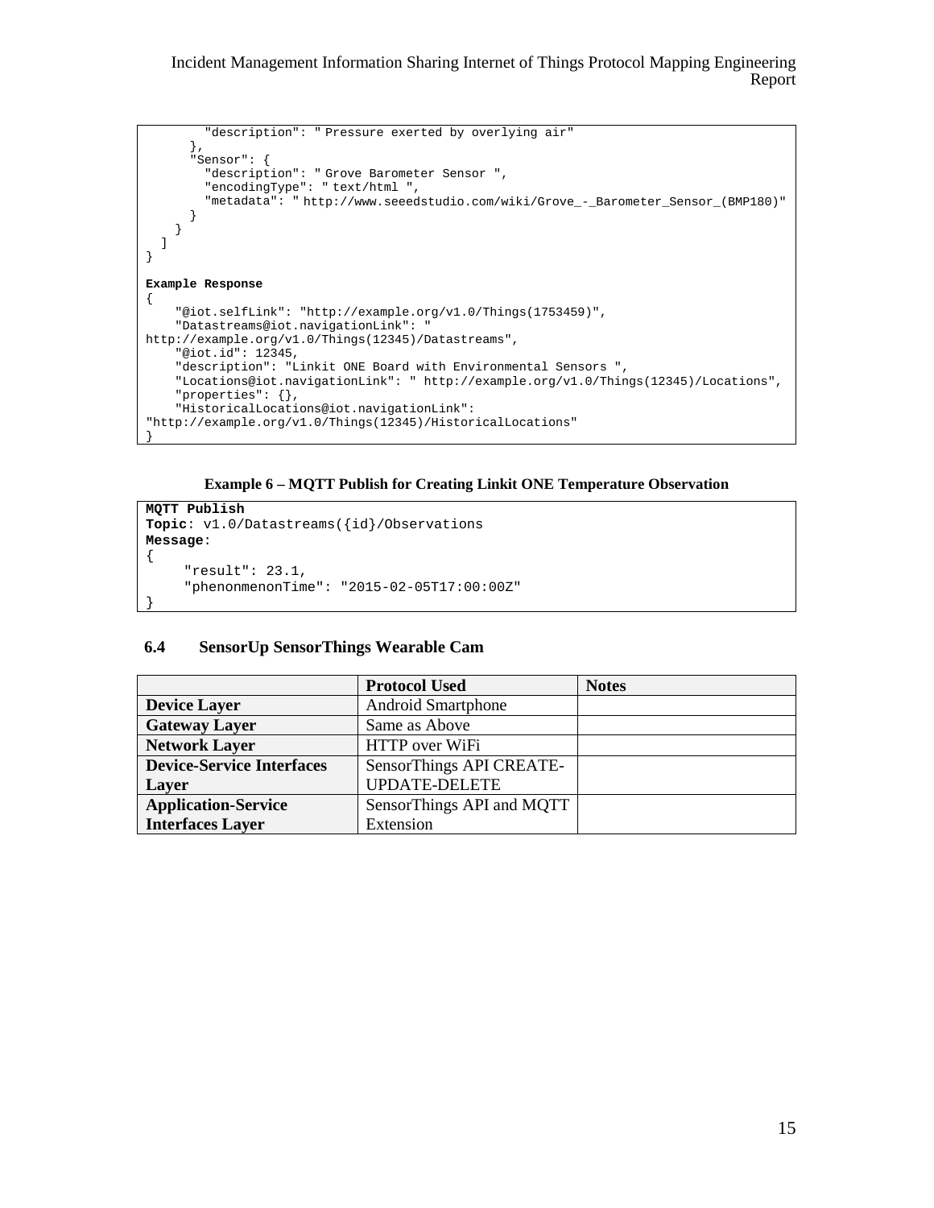```
        "description": " Pressure exerted by overlying air"
      },
      "Sensor": {
        "description": " Grove Barometer Sensor ",
        "encodingType": " text/html ",
        "metadata": " http://www.seeedstudio.com/wiki/Grove_-_Barometer_Sensor_(BMP180)"
      }
    }
  ]
}

Example Response
{
    "@iot.selfLink": "http://example.org/v1.0/Things(1753459)",
    "Datastreams@iot.navigationLink": "
http://example.org/v1.0/Things(12345)/Datastreams",
    "@iot.id": 12345,
    "description": "Linkit ONE Board with Environmental Sensors ",
    "Locations@iot.navigationLink": " http://example.org/v1.0/Things(12345)/Locations",
    "properties": {},
    "HistoricalLocations@iot.navigationLink":
"http://example.org/v1.0/Things(12345)/HistoricalLocations"
}
```

**Example 6 – MQTT Publish for Creating Linkit ONE Temperature Observation**

```
MQTT Publish
Topic: v1.0/Datastreams({id}/Observations
Message:
{
     "result": 23.1,
     "phenonmenonTime": "2015-02-05T17:00:00Z"
}
```

## 6.4 SensorUp SensorThings Wearable Cam

| | Protocol Used | Notes |
|---|---|---|
| **Device Layer** | Android Smartphone | |
| **Gateway Layer** | Same as Above | |
| **Network Layer** | HTTP over WiFi | |
| **Device-Service Interfaces Layer** | SensorThings API CREATE-UPDATE-DELETE | |
| **Application-Service Interfaces Layer** | SensorThings API and MQTT Extension | |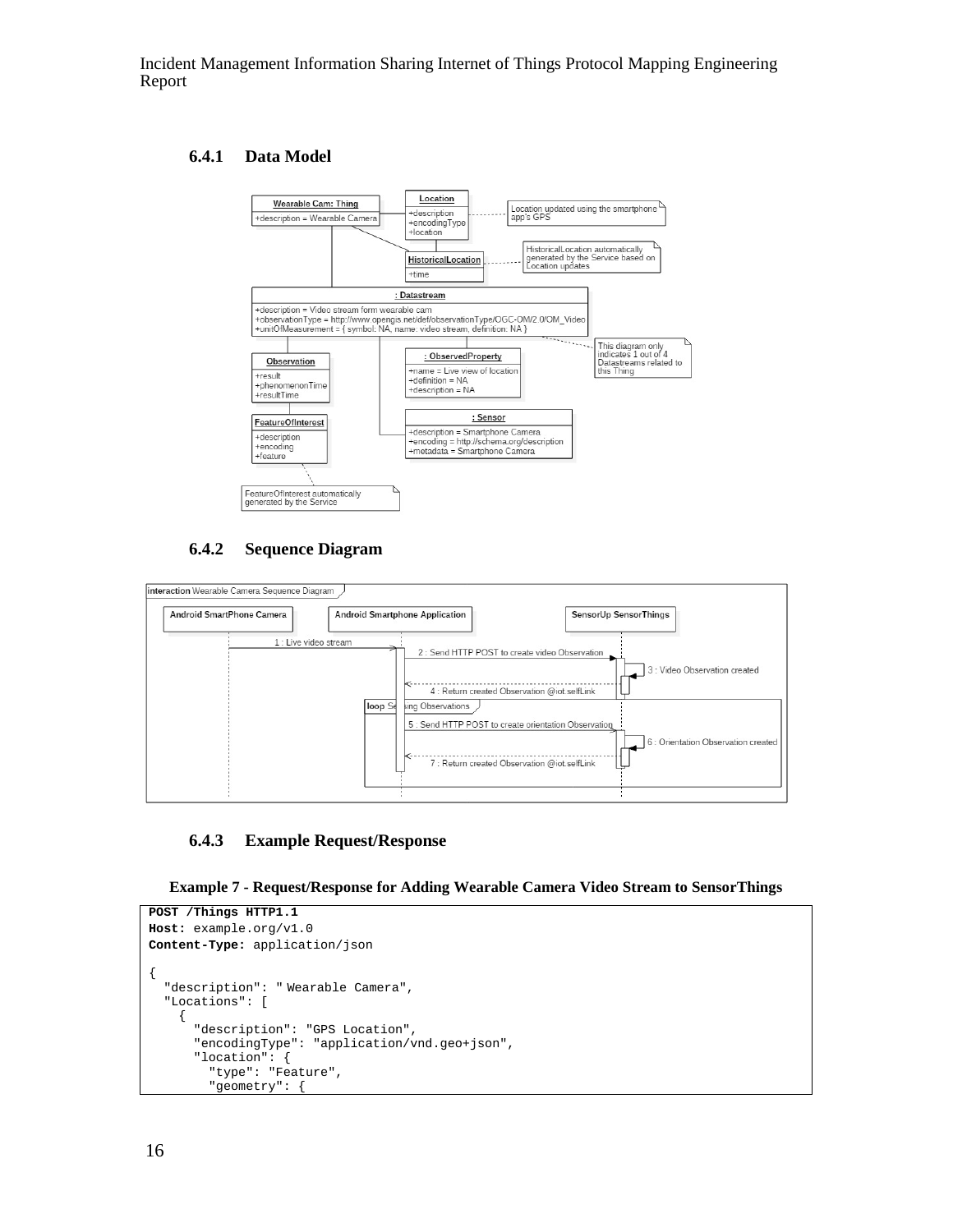### 6.4.1 Data Model

### 6.4.2 Sequence Diagram

### 6.4.3 Example Request/Response

**Example 7 - Request/Response for Adding Wearable Camera Video Stream to SensorThings**

```
POST /Things HTTP1.1
Host: example.org/v1.0
Content-Type: application/json

{
  "description": " Wearable Camera",
  "Locations": [
    {
      "description": "GPS Location",
      "encodingType": "application/vnd.geo+json",
      "location": {
        "type": "Feature",
        "geometry": {
```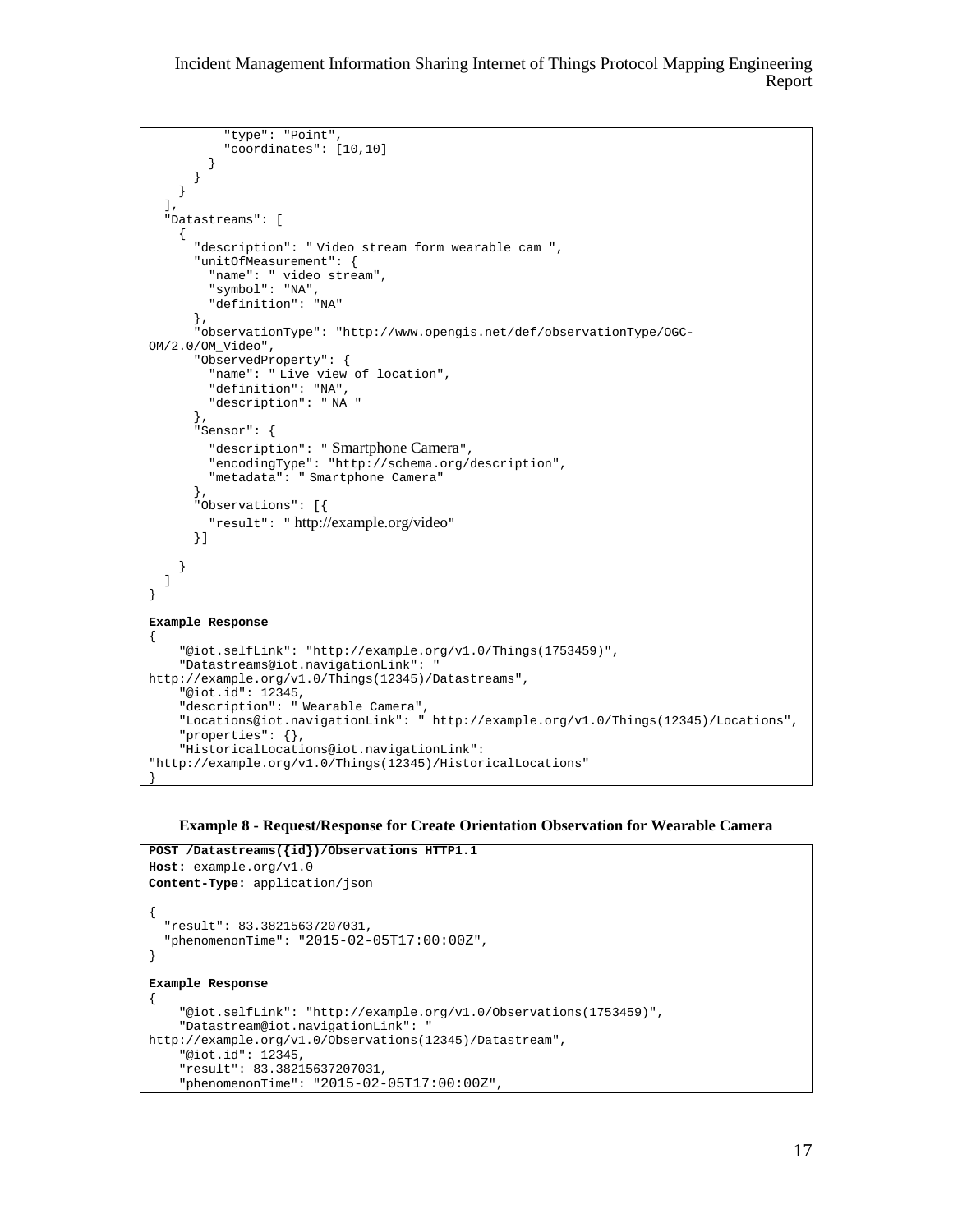```
          "type": "Point",
          "coordinates": [10,10]
        }
      }
    }
  ],
  "Datastreams": [
    {
      "description": " Video stream form wearable cam ",
      "unitOfMeasurement": {
        "name": " video stream",
        "symbol": "NA",
        "definition": "NA"
      },
      "observationType": "http://www.opengis.net/def/observationType/OGC-
OM/2.0/OM_Video",
      "ObservedProperty": {
        "name": " Live view of location",
        "definition": "NA",
        "description": " NA "
      },
      "Sensor": {
        "description": " Smartphone Camera",
        "encodingType": "http://schema.org/description",
        "metadata": " Smartphone Camera"
      },
      "Observations": [{
        "result": " http://example.org/video"
      }]

    }
  ]
}

Example Response
{
    "@iot.selfLink": "http://example.org/v1.0/Things(1753459)",
    "Datastreams@iot.navigationLink": "
http://example.org/v1.0/Things(12345)/Datastreams",
    "@iot.id": 12345,
    "description": " Wearable Camera",
    "Locations@iot.navigationLink": " http://example.org/v1.0/Things(12345)/Locations",
    "properties": {},
    "HistoricalLocations@iot.navigationLink":
"http://example.org/v1.0/Things(12345)/HistoricalLocations"
}
```

**Example 8 - Request/Response for Create Orientation Observation for Wearable Camera**

```
POST /Datastreams({id})/Observations HTTP1.1
Host: example.org/v1.0
Content-Type: application/json

{
  "result": 83.38215637207031,
  "phenomenonTime": "2015-02-05T17:00:00Z",
}

Example Response
{
    "@iot.selfLink": "http://example.org/v1.0/Observations(1753459)",
    "Datastream@iot.navigationLink": "
http://example.org/v1.0/Observations(12345)/Datastream",
    "@iot.id": 12345,
    "result": 83.38215637207031,
    "phenomenonTime": "2015-02-05T17:00:00Z",
```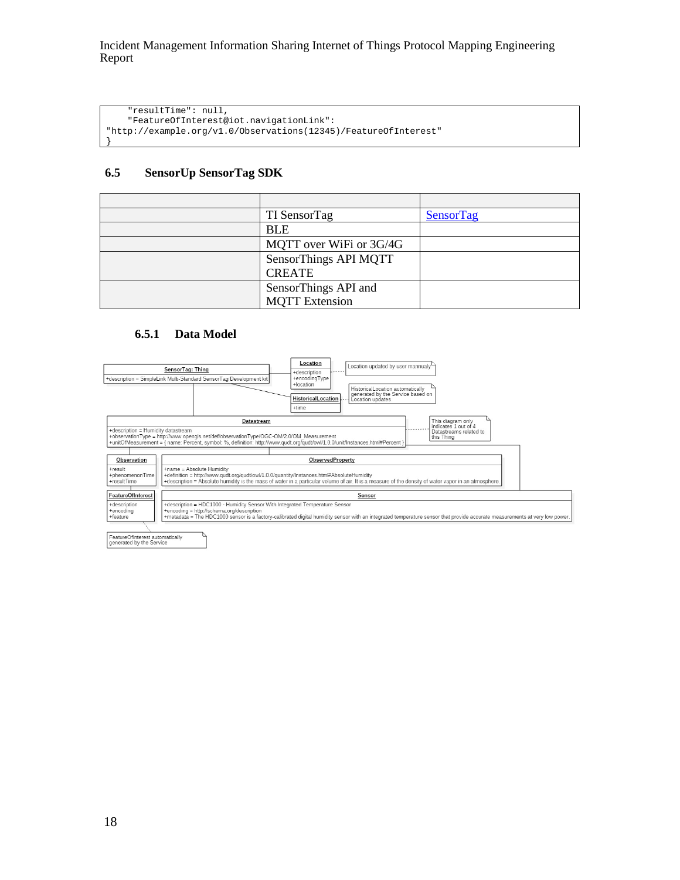```
    "resultTime": null,
    "FeatureOfInterest@iot.navigationLink":
"http://example.org/v1.0/Observations(12345)/FeatureOfInterest"
}
```

## 6.5 SensorUp SensorTag SDK

| | | |
|---|---|---|
| | TI SensorTag | SensorTag |
| | BLE | |
| | MQTT over WiFi or 3G/4G | |
| | SensorThings API MQTT CREATE | |
| | SensorThings API and MQTT Extension | |

### 6.5.1 Data Model

**SensorTag: Thing**
+description = SimpleLink Multi-Standard SensorTag Development kit

**Location**
+description
+encodingType
+location

Location updated by user mannualy

**HistoricalLocation**
+time

HistoricalLocation automatically generated by the Service based on Location updates

**Datastream**
+description = Humidity datastream
+observationType = http://www.opengis.net/def/observationType/OGC-OM/2.0/OM_Measurement
+unitOfMeasurement = { name: Percent, symbol: %, definition: http://www.qudt.org/qudt/owl/1.0.0/unit/Instances.html#Percent }

This diagram only indicates 1 out of 4 Datastreams related to this Thing

**Observation**
+result
+phenomenonTime
+resultTime

**ObservedProperty**
+name = Absolute Humidity
+definition = http://www.qudt.org/qudt/owl/1.0.0/quantity/Instances.html#AbsoluteHumidity
+description = Absolute humidity is the mass of water in a particular volume of air. It is a measure of the density of water vapor in an atmosphere.

**FeatureOfInterest**
+description
+encoding
+feature

**Sensor**
+description = HDC1000 - Humidity Sensor With Integrated Temperature Sensor
+encoding = http://schema.org/description
+metadata = The HDC1000 sensor is a factory-calibrated digital humidity sensor with an integrated temperature sensor that provide accurate measurements at very low power.

FeatureOfInterest automatically generated by the Service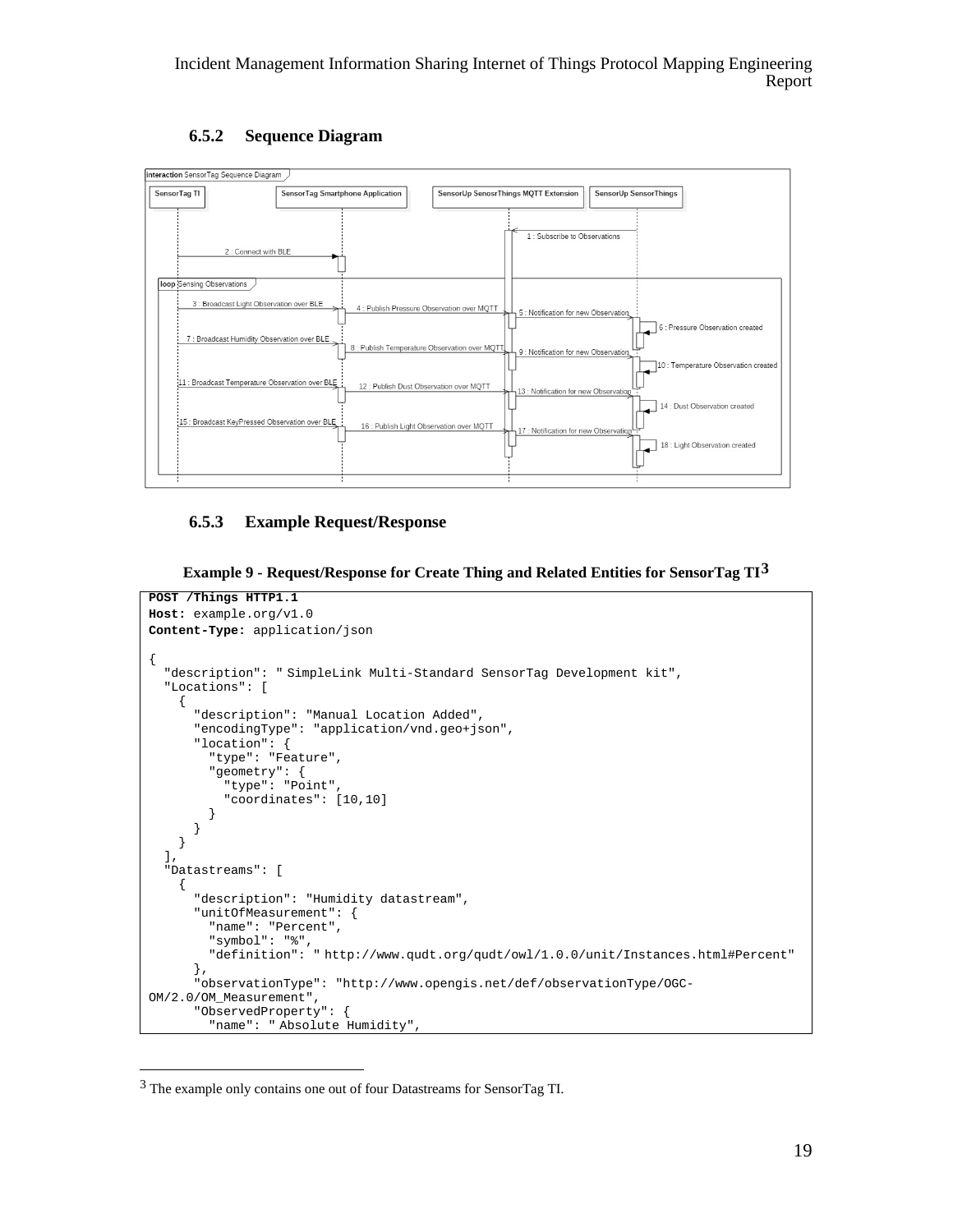### 6.5.2 Sequence Diagram

### 6.5.3 Example Request/Response

**Example 9 - Request/Response for Create Thing and Related Entities for SensorTag TI**[3]

```
POST /Things HTTP1.1
Host: example.org/v1.0
Content-Type: application/json

{
  "description": " SimpleLink Multi-Standard SensorTag Development kit",
  "Locations": [
    {
      "description": "Manual Location Added",
      "encodingType": "application/vnd.geo+json",
      "location": {
        "type": "Feature",
        "geometry": {
          "type": "Point",
          "coordinates": [10,10]
        }
      }
    }
  ],
  "Datastreams": [
    {
      "description": "Humidity datastream",
      "unitOfMeasurement": {
        "name": "Percent",
        "symbol": "%",
        "definition": " http://www.qudt.org/qudt/owl/1.0.0/unit/Instances.html#Percent"
      },
      "observationType": "http://www.opengis.net/def/observationType/OGC-
OM/2.0/OM_Measurement",
      "ObservedProperty": {
        "name": " Absolute Humidity",
```

[3] The example only contains one out of four Datastreams for SensorTag TI.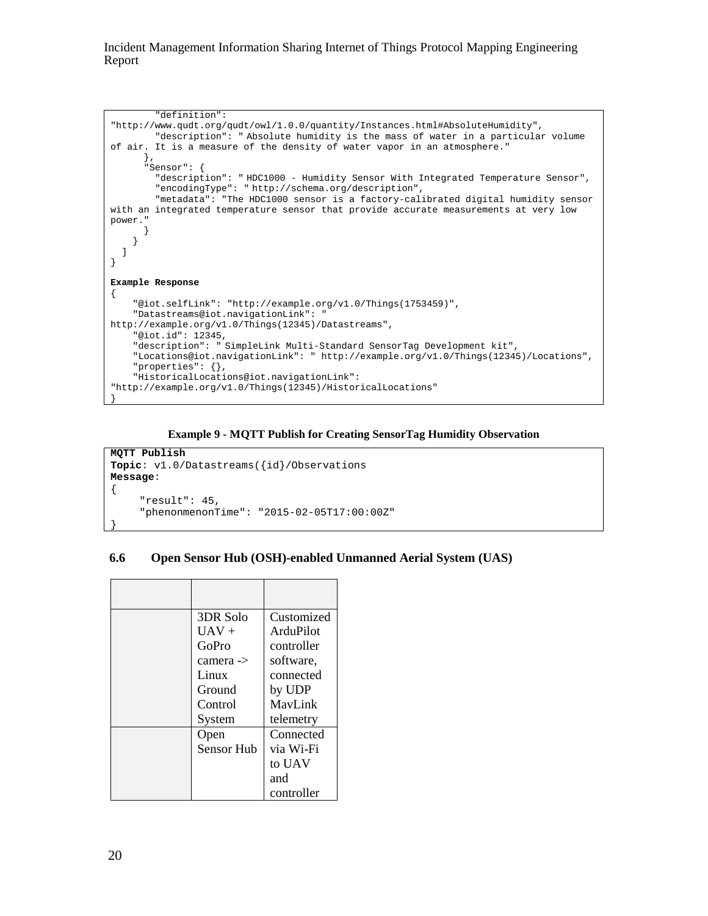```
        "definition":
"http://www.qudt.org/qudt/owl/1.0.0/quantity/Instances.html#AbsoluteHumidity",
        "description": " Absolute humidity is the mass of water in a particular volume
of air. It is a measure of the density of water vapor in an atmosphere."
      },
      "Sensor": {
        "description": " HDC1000 - Humidity Sensor With Integrated Temperature Sensor",
        "encodingType": " http://schema.org/description",
        "metadata": "The HDC1000 sensor is a factory-calibrated digital humidity sensor
with an integrated temperature sensor that provide accurate measurements at very low
power."
      }
    }
  ]
}

Example Response
{
    "@iot.selfLink": "http://example.org/v1.0/Things(1753459)",
    "Datastreams@iot.navigationLink": "
http://example.org/v1.0/Things(12345)/Datastreams",
    "@iot.id": 12345,
    "description": " SimpleLink Multi-Standard SensorTag Development kit",
    "Locations@iot.navigationLink": " http://example.org/v1.0/Things(12345)/Locations",
    "properties": {},
    "HistoricalLocations@iot.navigationLink":
"http://example.org/v1.0/Things(12345)/HistoricalLocations"
}
```

**Example 9 - MQTT Publish for Creating SensorTag Humidity Observation**

```
MQTT Publish
Topic: v1.0/Datastreams({id}/Observations
Message:
{
     "result": 45,
     "phenonmenonTime": "2015-02-05T17:00:00Z"
}
```

## 6.6 Open Sensor Hub (OSH)-enabled Unmanned Aerial System (UAS)

| | | |
|---|---|---|
| | 3DR Solo UAV + GoPro camera -> Linux Ground Control System | Customized ArduPilot controller software, connected by UDP MavLink telemetry |
| | Open Sensor Hub | Connected via Wi-Fi to UAV and controller |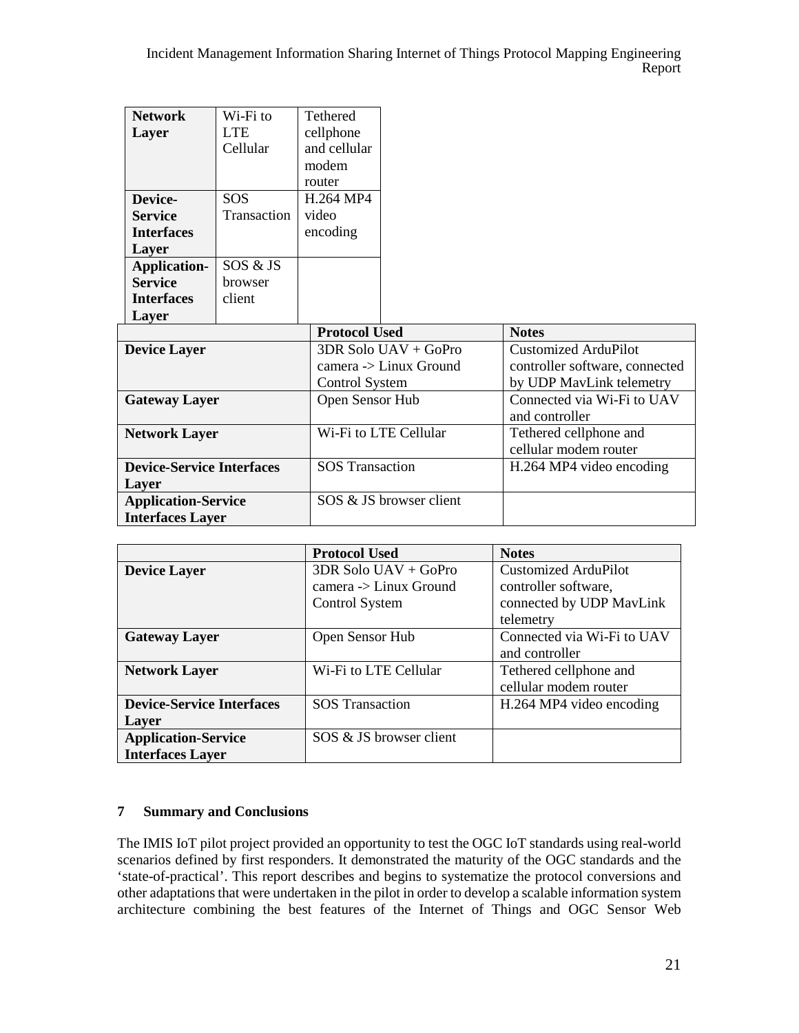| Network Layer | Wi-Fi to LTE Cellular | Tethered cellphone and cellular modem router |
| --- | --- | --- |
| Device-Service Interfaces Layer | SOS Transaction | H.264 MP4 video encoding |
| Application-Service Interfaces Layer | SOS & JS browser client | |

| | Protocol Used | Notes |
| --- | --- | --- |
| Device Layer | 3DR Solo UAV + GoPro camera -> Linux Ground Control System | Customized ArduPilot controller software, connected by UDP MavLink telemetry |
| Gateway Layer | Open Sensor Hub | Connected via Wi-Fi to UAV and controller |
| Network Layer | Wi-Fi to LTE Cellular | Tethered cellphone and cellular modem router |
| Device-Service Interfaces Layer | SOS Transaction | H.264 MP4 video encoding |
| Application-Service Interfaces Layer | SOS & JS browser client | |

| | Protocol Used | Notes |
| --- | --- | --- |
| Device Layer | 3DR Solo UAV + GoPro camera -> Linux Ground Control System | Customized ArduPilot controller software, connected by UDP MavLink telemetry |
| Gateway Layer | Open Sensor Hub | Connected via Wi-Fi to UAV and controller |
| Network Layer | Wi-Fi to LTE Cellular | Tethered cellphone and cellular modem router |
| Device-Service Interfaces Layer | SOS Transaction | H.264 MP4 video encoding |
| Application-Service Interfaces Layer | SOS & JS browser client | |

## 7 Summary and Conclusions

The IMIS IoT pilot project provided an opportunity to test the OGC IoT standards using real-world scenarios defined by first responders. It demonstrated the maturity of the OGC standards and the 'state-of-practical'. This report describes and begins to systematize the protocol conversions and other adaptations that were undertaken in the pilot in order to develop a scalable information system architecture combining the best features of the Internet of Things and OGC Sensor Web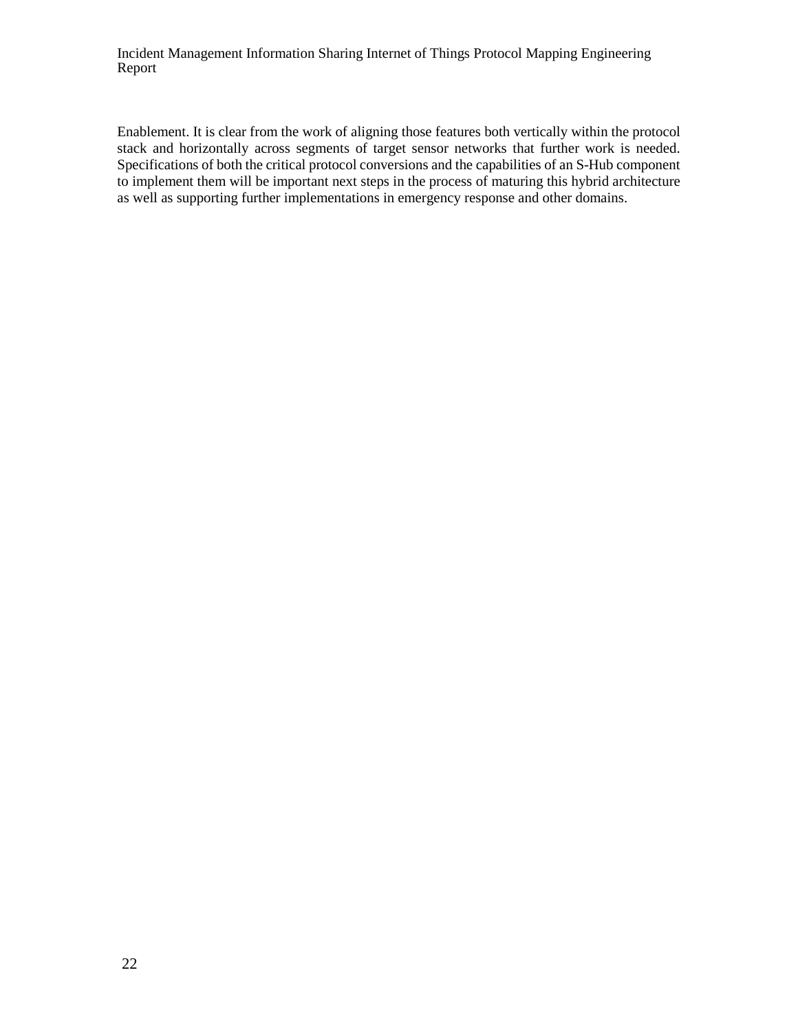Enablement. It is clear from the work of aligning those features both vertically within the protocol stack and horizontally across segments of target sensor networks that further work is needed. Specifications of both the critical protocol conversions and the capabilities of an S-Hub component to implement them will be important next steps in the process of maturing this hybrid architecture as well as supporting further implementations in emergency response and other domains.